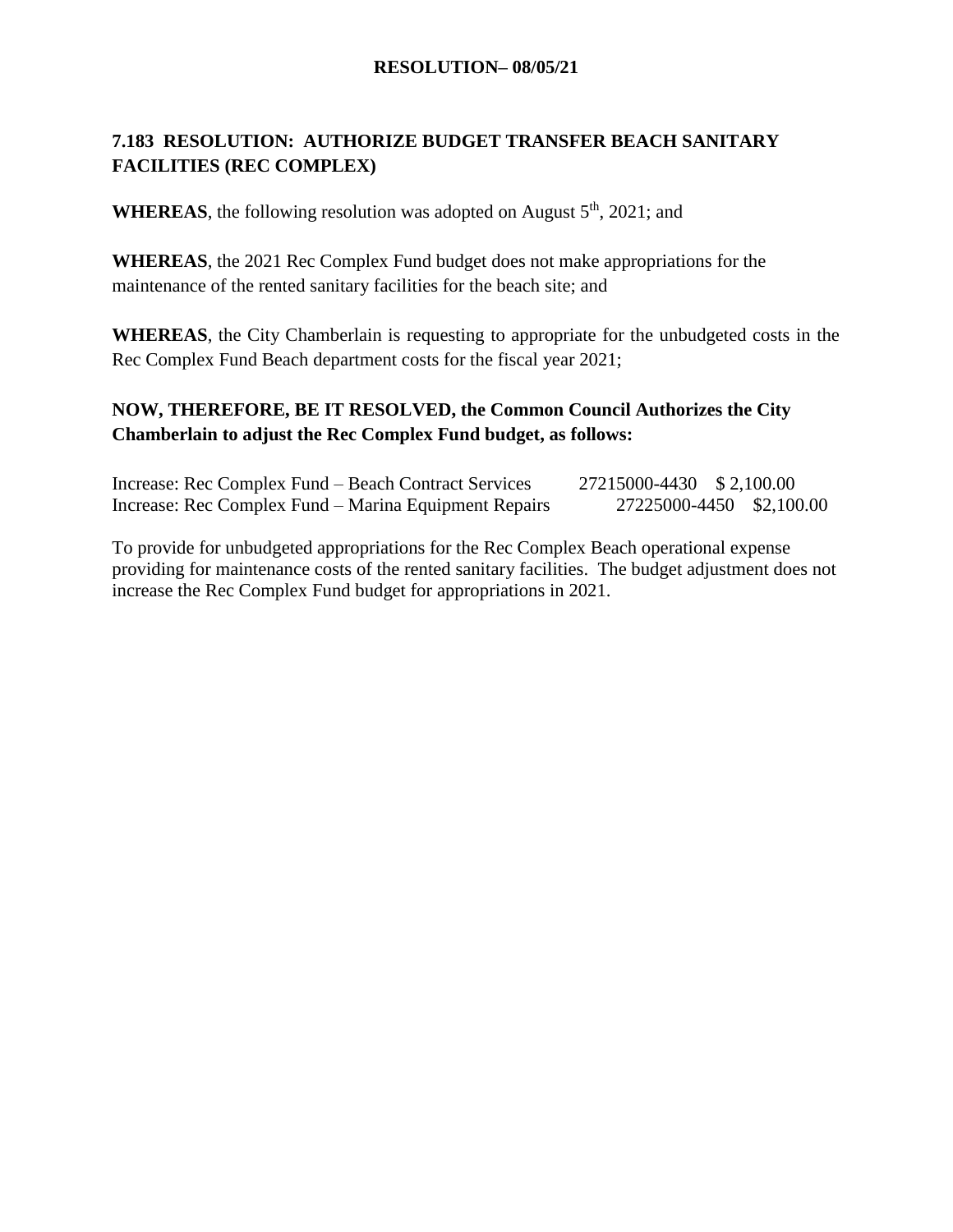**RESOLUTION– 08/05/21**

## 7.183 RESOLUTION: AUTHORIZE BUDGET TRANSFER BEACH SANITARY FACILITIES (REC COMPLEX)

**WHEREAS**, the following resolution was adopted on August 5th, 2021; and

**WHEREAS**, the 2021 Rec Complex Fund budget does not make appropriations for the maintenance of the rented sanitary facilities for the beach site; and

**WHEREAS**, the City Chamberlain is requesting to appropriate for the unbudgeted costs in the Rec Complex Fund Beach department costs for the fiscal year 2021;

**NOW, THEREFORE, BE IT RESOLVED, the Common Council Authorizes the City Chamberlain to adjust the Rec Complex Fund budget, as follows:**

| | | |
|---|---|---|
| Increase: Rec Complex Fund – Beach Contract Services | 27215000-4430 | $ 2,100.00 |
| Increase: Rec Complex Fund – Marina Equipment Repairs | 27225000-4450 | $2,100.00 |

To provide for unbudgeted appropriations for the Rec Complex Beach operational expense providing for maintenance costs of the rented sanitary facilities. The budget adjustment does not increase the Rec Complex Fund budget for appropriations in 2021.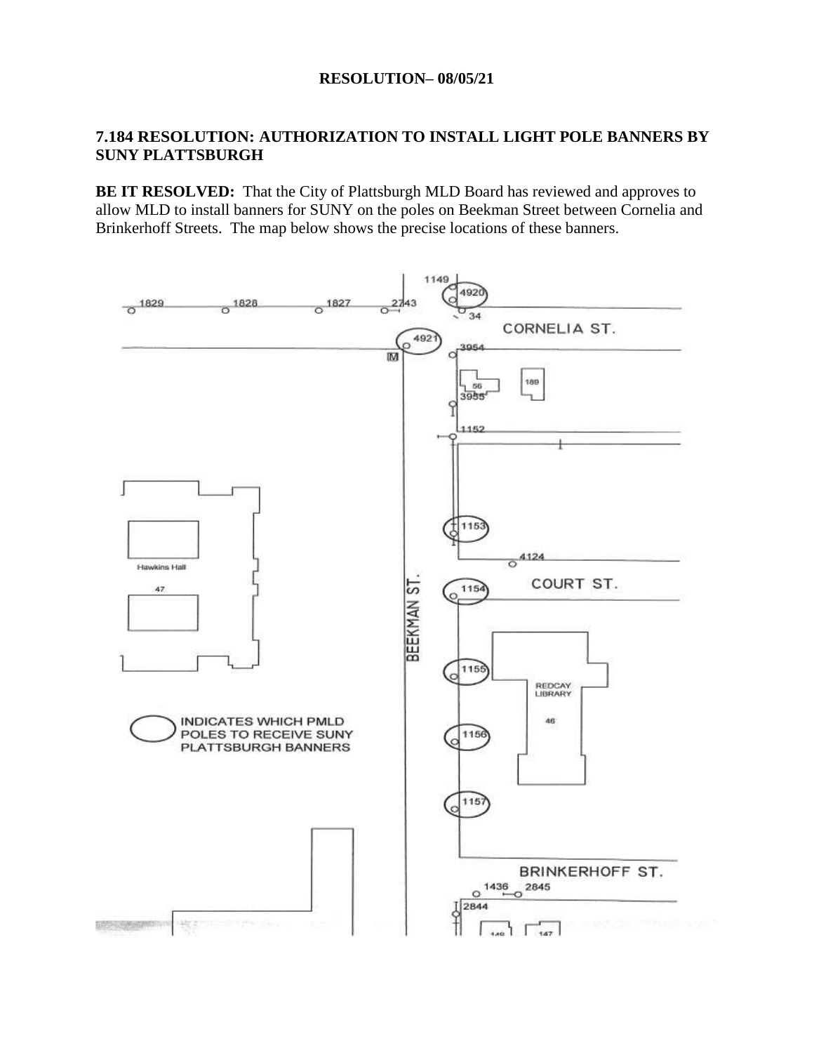**RESOLUTION– 08/05/21**

**7.184 RESOLUTION: AUTHORIZATION TO INSTALL LIGHT POLE BANNERS BY SUNY PLATTSBURGH**

**BE IT RESOLVED:** That the City of Plattsburgh MLD Board has reviewed and approves to allow MLD to install banners for SUNY on the poles on Beekman Street between Cornelia and Brinkerhoff Streets. The map below shows the precise locations of these banners.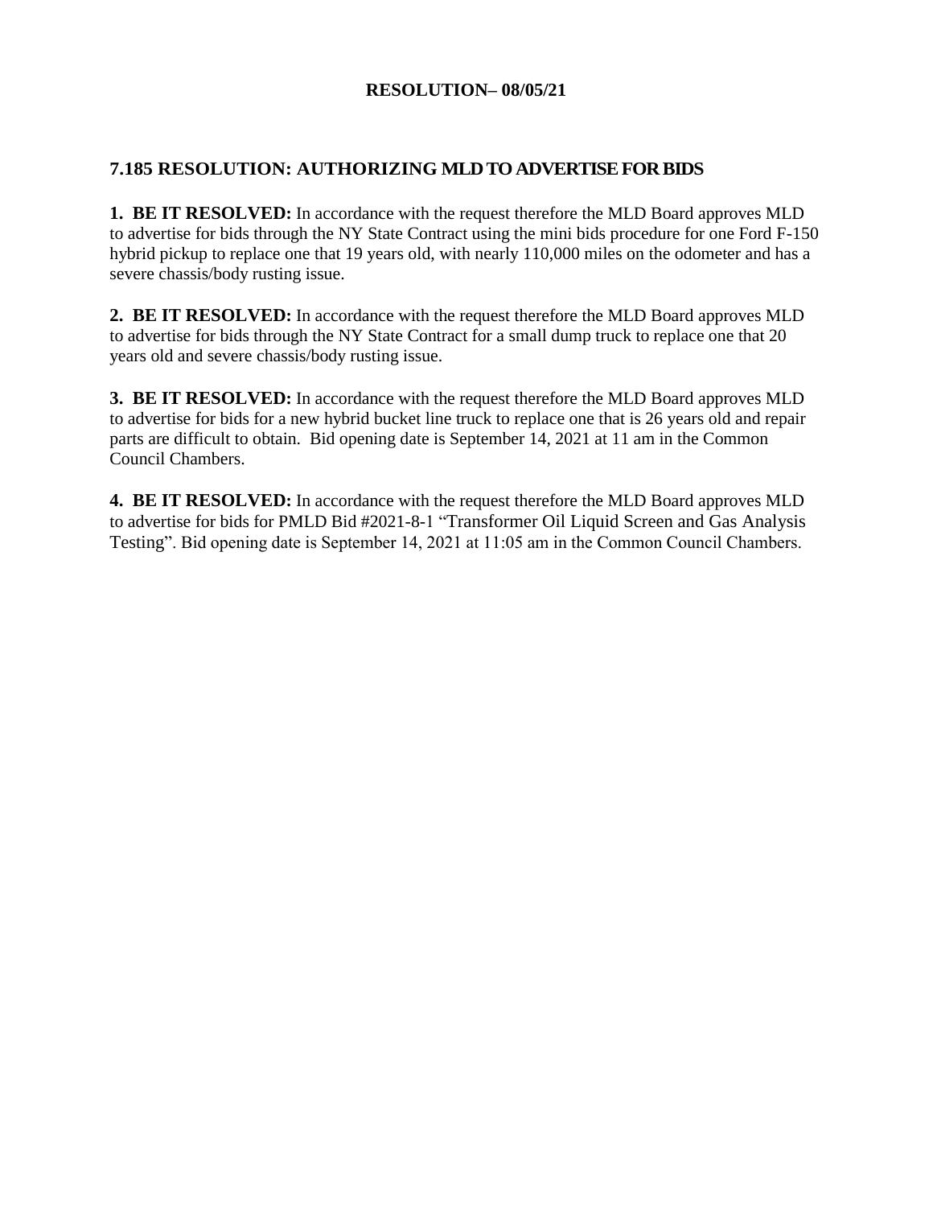**RESOLUTION– 08/05/21**

## 7.185 RESOLUTION: AUTHORIZING MLD TO ADVERTISE FOR BIDS

**1. BE IT RESOLVED:** In accordance with the request therefore the MLD Board approves MLD to advertise for bids through the NY State Contract using the mini bids procedure for one Ford F-150 hybrid pickup to replace one that 19 years old, with nearly 110,000 miles on the odometer and has a severe chassis/body rusting issue.

**2. BE IT RESOLVED:** In accordance with the request therefore the MLD Board approves MLD to advertise for bids through the NY State Contract for a small dump truck to replace one that 20 years old and severe chassis/body rusting issue.

**3. BE IT RESOLVED:** In accordance with the request therefore the MLD Board approves MLD to advertise for bids for a new hybrid bucket line truck to replace one that is 26 years old and repair parts are difficult to obtain. Bid opening date is September 14, 2021 at 11 am in the Common Council Chambers.

**4. BE IT RESOLVED:** In accordance with the request therefore the MLD Board approves MLD to advertise for bids for PMLD Bid #2021-8-1 "Transformer Oil Liquid Screen and Gas Analysis Testing". Bid opening date is September 14, 2021 at 11:05 am in the Common Council Chambers.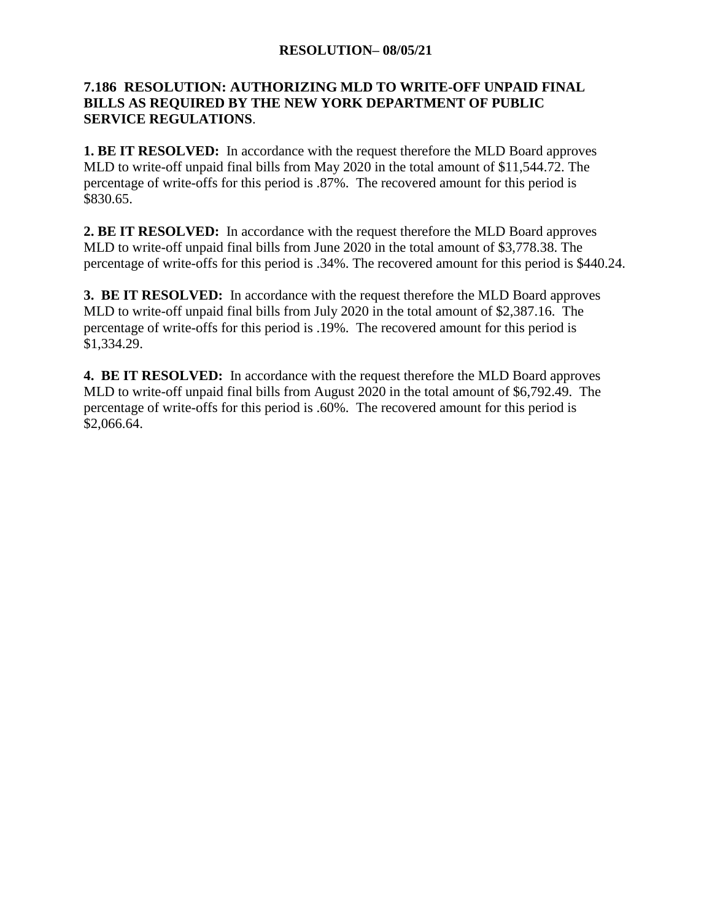**RESOLUTION– 08/05/21**

**7.186 RESOLUTION: AUTHORIZING MLD TO WRITE-OFF UNPAID FINAL BILLS AS REQUIRED BY THE NEW YORK DEPARTMENT OF PUBLIC SERVICE REGULATIONS**.

**1. BE IT RESOLVED:** In accordance with the request therefore the MLD Board approves MLD to write-off unpaid final bills from May 2020 in the total amount of $11,544.72. The percentage of write-offs for this period is .87%. The recovered amount for this period is $830.65.

**2. BE IT RESOLVED:** In accordance with the request therefore the MLD Board approves MLD to write-off unpaid final bills from June 2020 in the total amount of $3,778.38. The percentage of write-offs for this period is .34%. The recovered amount for this period is $440.24.

**3. BE IT RESOLVED:** In accordance with the request therefore the MLD Board approves MLD to write-off unpaid final bills from July 2020 in the total amount of $2,387.16. The percentage of write-offs for this period is .19%. The recovered amount for this period is $1,334.29.

**4. BE IT RESOLVED:** In accordance with the request therefore the MLD Board approves MLD to write-off unpaid final bills from August 2020 in the total amount of $6,792.49. The percentage of write-offs for this period is .60%. The recovered amount for this period is $2,066.64.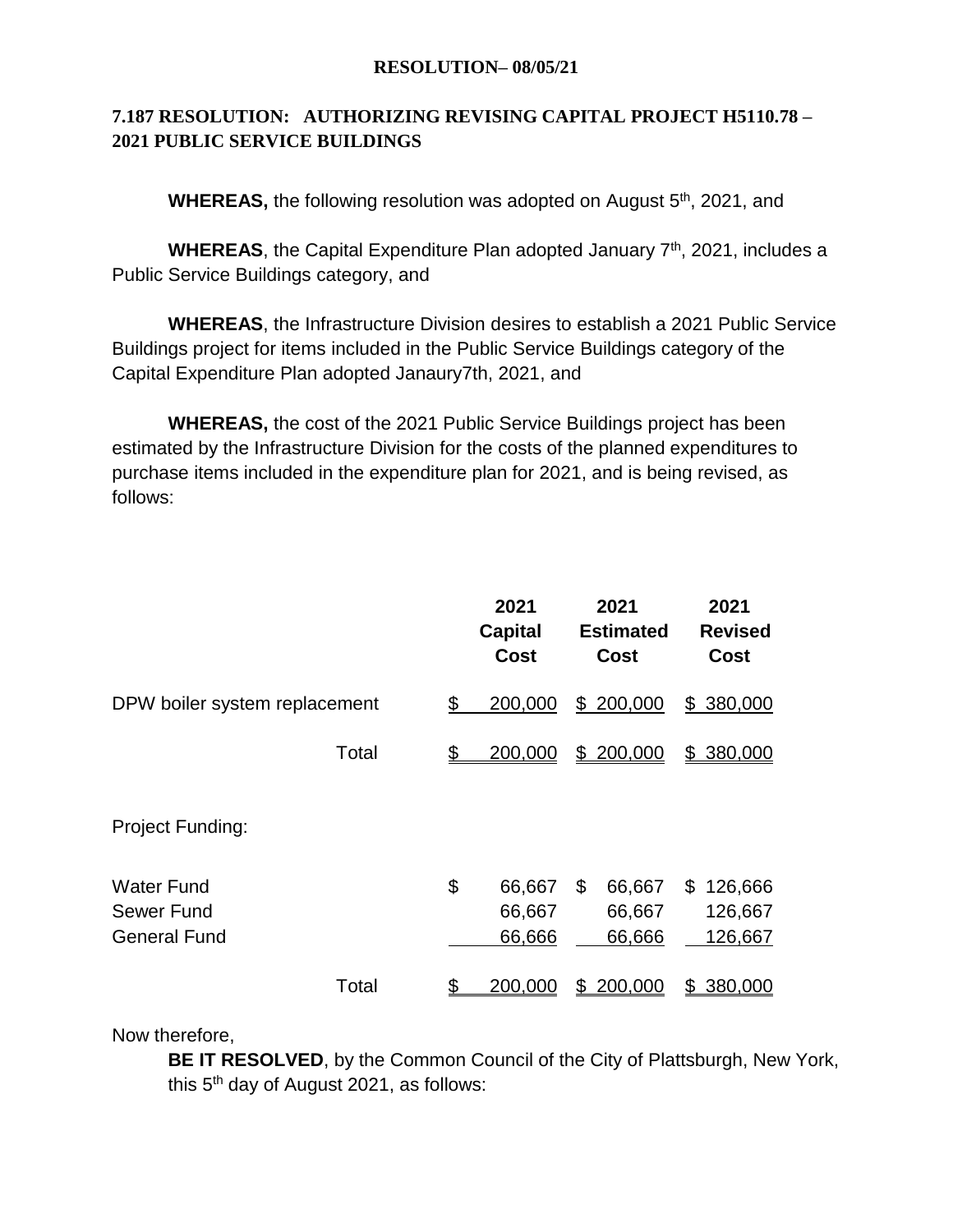**RESOLUTION– 08/05/21**

**7.187 RESOLUTION: AUTHORIZING REVISING CAPITAL PROJECT H5110.78 – 2021 PUBLIC SERVICE BUILDINGS**

**WHEREAS,** the following resolution was adopted on August 5th, 2021, and

**WHEREAS**, the Capital Expenditure Plan adopted January 7th, 2021, includes a Public Service Buildings category, and

**WHEREAS**, the Infrastructure Division desires to establish a 2021 Public Service Buildings project for items included in the Public Service Buildings category of the Capital Expenditure Plan adopted Janaury7th, 2021, and

**WHEREAS,** the cost of the 2021 Public Service Buildings project has been estimated by the Infrastructure Division for the costs of the planned expenditures to purchase items included in the expenditure plan for 2021, and is being revised, as follows:

| | 2021 Capital Cost | 2021 Estimated Cost | 2021 Revised Cost |
|---|---|---|---|
| DPW boiler system replacement | $ 200,000 | $ 200,000 | $ 380,000 |
| Total | $ 200,000 | $ 200,000 | $ 380,000 |
| Project Funding: | | | |
| Water Fund | $ 66,667 | $ 66,667 | $ 126,666 |
| Sewer Fund | 66,667 | 66,667 | 126,667 |
| General Fund | 66,666 | 66,666 | 126,667 |
| Total | $ 200,000 | $ 200,000 | $ 380,000 |

Now therefore,

**BE IT RESOLVED**, by the Common Council of the City of Plattsburgh, New York, this 5th day of August 2021, as follows: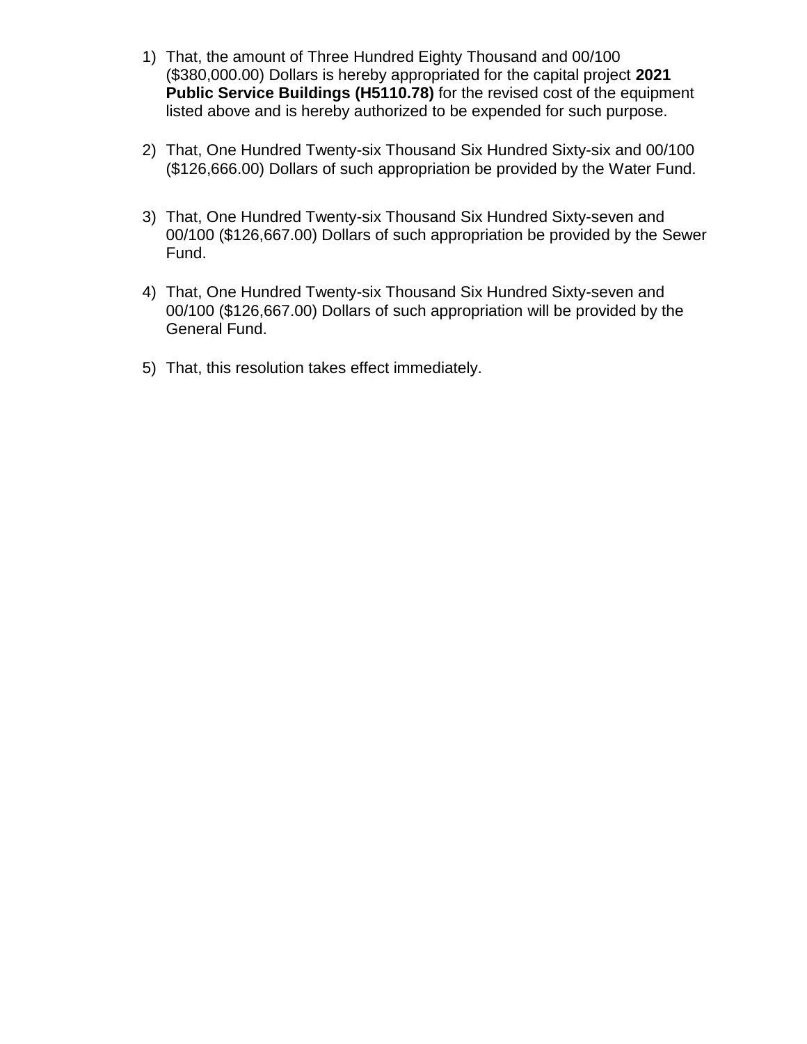1) That, the amount of Three Hundred Eighty Thousand and 00/100 ($380,000.00) Dollars is hereby appropriated for the capital project **2021 Public Service Buildings (H5110.78)** for the revised cost of the equipment listed above and is hereby authorized to be expended for such purpose.

2) That, One Hundred Twenty-six Thousand Six Hundred Sixty-six and 00/100 ($126,666.00) Dollars of such appropriation be provided by the Water Fund.

3) That, One Hundred Twenty-six Thousand Six Hundred Sixty-seven and 00/100 ($126,667.00) Dollars of such appropriation be provided by the Sewer Fund.

4) That, One Hundred Twenty-six Thousand Six Hundred Sixty-seven and 00/100 ($126,667.00) Dollars of such appropriation will be provided by the General Fund.

5) That, this resolution takes effect immediately.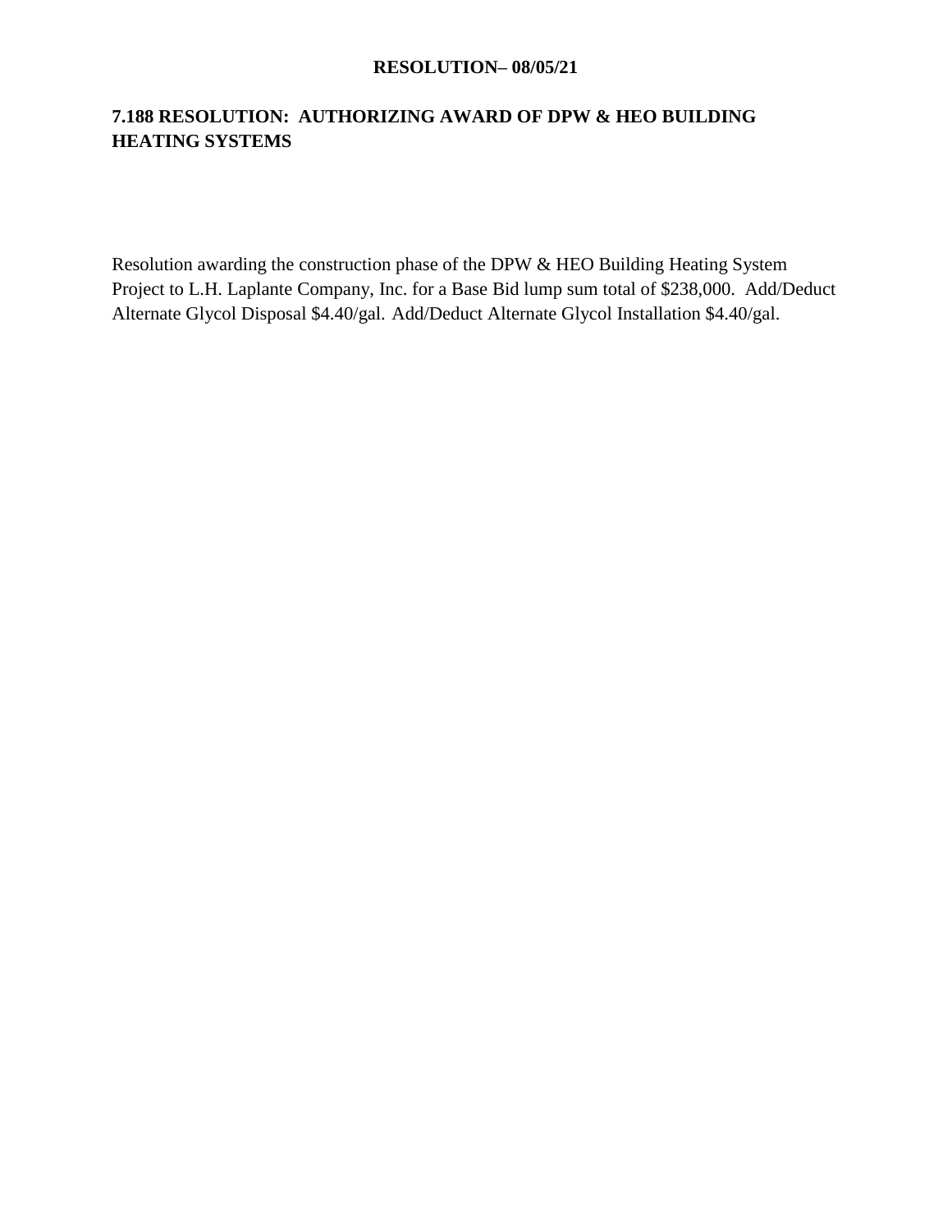**RESOLUTION– 08/05/21**

## 7.188 RESOLUTION: AUTHORIZING AWARD OF DPW & HEO BUILDING HEATING SYSTEMS

Resolution awarding the construction phase of the DPW & HEO Building Heating System Project to L.H. Laplante Company, Inc. for a Base Bid lump sum total of $238,000. Add/Deduct Alternate Glycol Disposal $4.40/gal. Add/Deduct Alternate Glycol Installation $4.40/gal.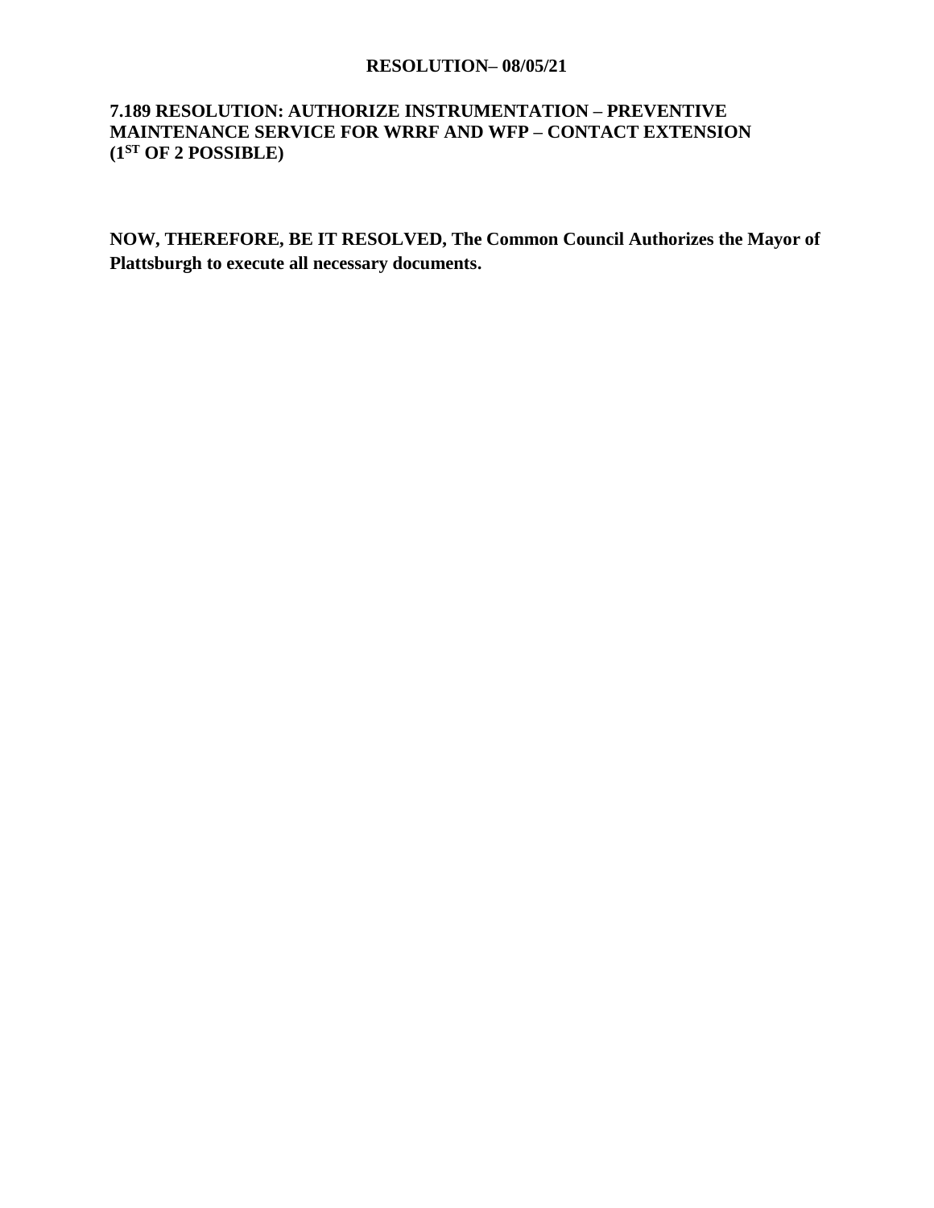**RESOLUTION– 08/05/21**

**7.189 RESOLUTION: AUTHORIZE INSTRUMENTATION – PREVENTIVE MAINTENANCE SERVICE FOR WRRF AND WFP – CONTACT EXTENSION (1ST OF 2 POSSIBLE)**

**NOW, THEREFORE, BE IT RESOLVED, The Common Council Authorizes the Mayor of Plattsburgh to execute all necessary documents.**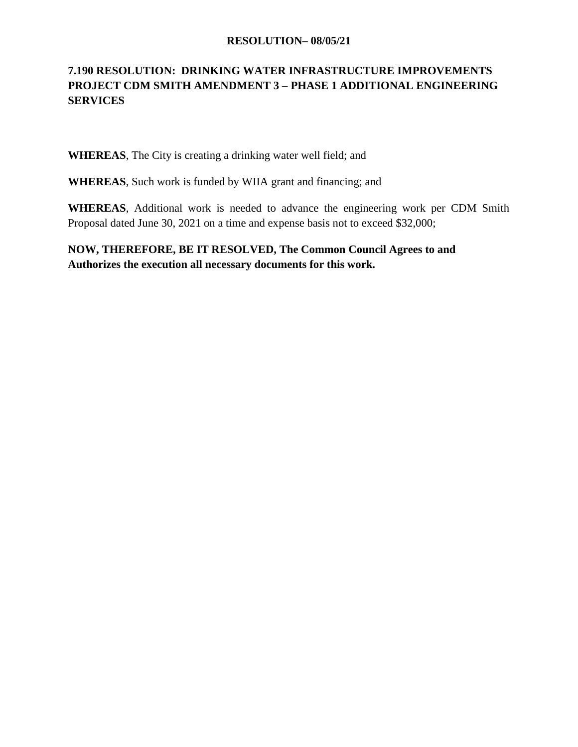**RESOLUTION– 08/05/21**

## 7.190 RESOLUTION: DRINKING WATER INFRASTRUCTURE IMPROVEMENTS PROJECT CDM SMITH AMENDMENT 3 – PHASE 1 ADDITIONAL ENGINEERING SERVICES

**WHEREAS**, The City is creating a drinking water well field; and

**WHEREAS**, Such work is funded by WIIA grant and financing; and

**WHEREAS**, Additional work is needed to advance the engineering work per CDM Smith Proposal dated June 30, 2021 on a time and expense basis not to exceed $32,000;

**NOW, THEREFORE, BE IT RESOLVED, The Common Council Agrees to and Authorizes the execution all necessary documents for this work.**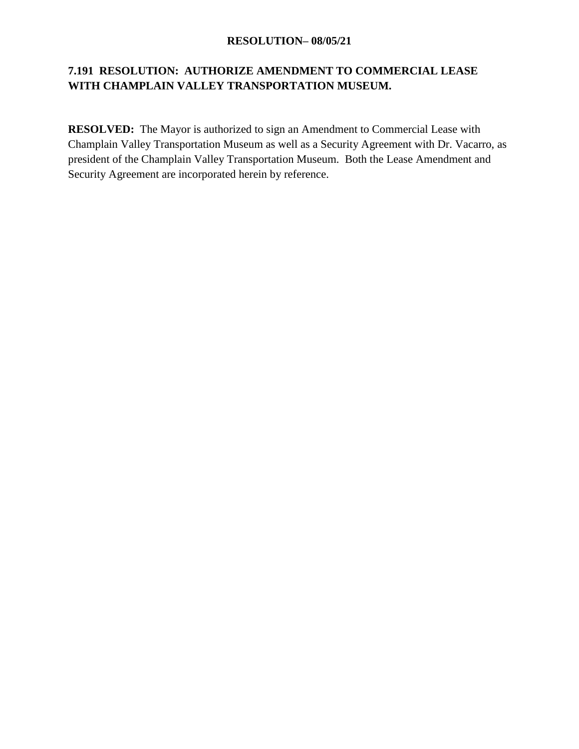**RESOLUTION– 08/05/21**

## 7.191 RESOLUTION: AUTHORIZE AMENDMENT TO COMMERCIAL LEASE WITH CHAMPLAIN VALLEY TRANSPORTATION MUSEUM.

**RESOLVED:** The Mayor is authorized to sign an Amendment to Commercial Lease with Champlain Valley Transportation Museum as well as a Security Agreement with Dr. Vacarro, as president of the Champlain Valley Transportation Museum. Both the Lease Amendment and Security Agreement are incorporated herein by reference.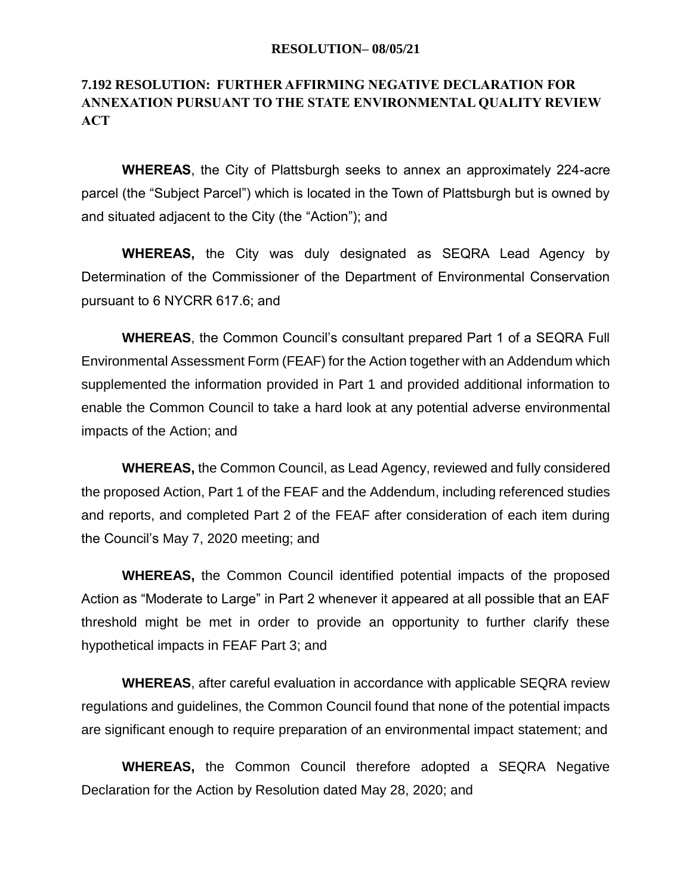**RESOLUTION– 08/05/21**

## 7.192 RESOLUTION: FURTHER AFFIRMING NEGATIVE DECLARATION FOR ANNEXATION PURSUANT TO THE STATE ENVIRONMENTAL QUALITY REVIEW ACT

**WHEREAS**, the City of Plattsburgh seeks to annex an approximately 224-acre parcel (the "Subject Parcel") which is located in the Town of Plattsburgh but is owned by and situated adjacent to the City (the "Action"); and

**WHEREAS,** the City was duly designated as SEQRA Lead Agency by Determination of the Commissioner of the Department of Environmental Conservation pursuant to 6 NYCRR 617.6; and

**WHEREAS**, the Common Council's consultant prepared Part 1 of a SEQRA Full Environmental Assessment Form (FEAF) for the Action together with an Addendum which supplemented the information provided in Part 1 and provided additional information to enable the Common Council to take a hard look at any potential adverse environmental impacts of the Action; and

**WHEREAS,** the Common Council, as Lead Agency, reviewed and fully considered the proposed Action, Part 1 of the FEAF and the Addendum, including referenced studies and reports, and completed Part 2 of the FEAF after consideration of each item during the Council's May 7, 2020 meeting; and

**WHEREAS,** the Common Council identified potential impacts of the proposed Action as "Moderate to Large" in Part 2 whenever it appeared at all possible that an EAF threshold might be met in order to provide an opportunity to further clarify these hypothetical impacts in FEAF Part 3; and

**WHEREAS**, after careful evaluation in accordance with applicable SEQRA review regulations and guidelines, the Common Council found that none of the potential impacts are significant enough to require preparation of an environmental impact statement; and

**WHEREAS,** the Common Council therefore adopted a SEQRA Negative Declaration for the Action by Resolution dated May 28, 2020; and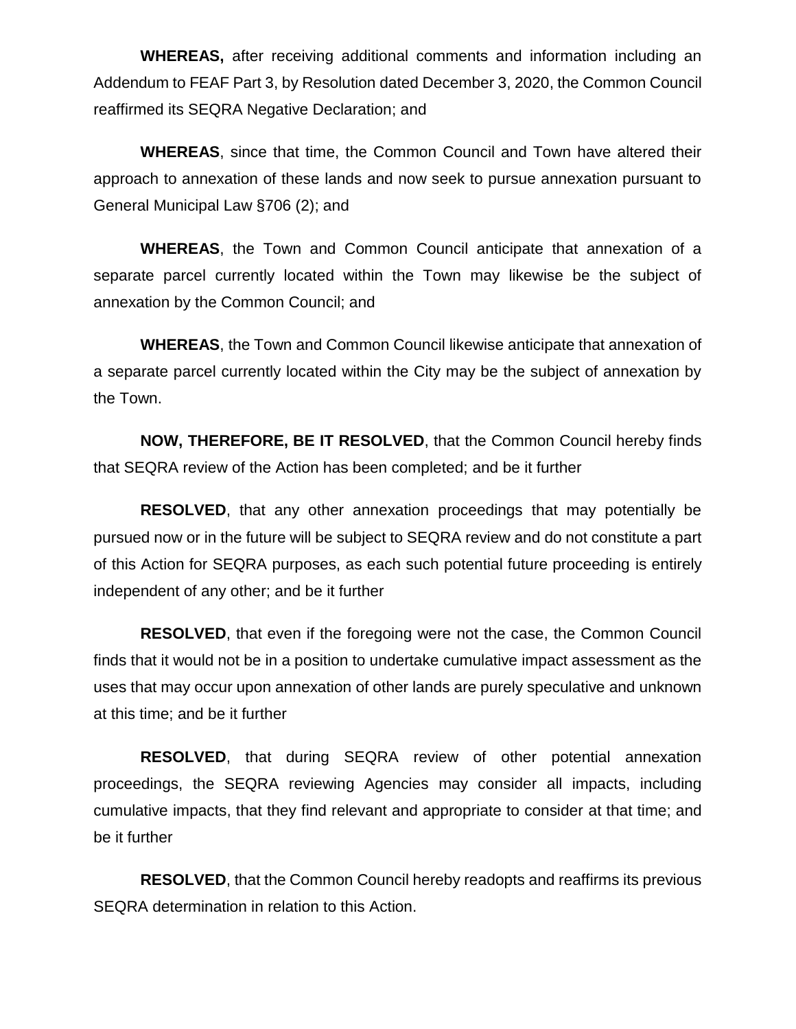**WHEREAS,** after receiving additional comments and information including an Addendum to FEAF Part 3, by Resolution dated December 3, 2020, the Common Council reaffirmed its SEQRA Negative Declaration; and

**WHEREAS**, since that time, the Common Council and Town have altered their approach to annexation of these lands and now seek to pursue annexation pursuant to General Municipal Law §706 (2); and

**WHEREAS**, the Town and Common Council anticipate that annexation of a separate parcel currently located within the Town may likewise be the subject of annexation by the Common Council; and

**WHEREAS**, the Town and Common Council likewise anticipate that annexation of a separate parcel currently located within the City may be the subject of annexation by the Town.

**NOW, THEREFORE, BE IT RESOLVED**, that the Common Council hereby finds that SEQRA review of the Action has been completed; and be it further

**RESOLVED**, that any other annexation proceedings that may potentially be pursued now or in the future will be subject to SEQRA review and do not constitute a part of this Action for SEQRA purposes, as each such potential future proceeding is entirely independent of any other; and be it further

**RESOLVED**, that even if the foregoing were not the case, the Common Council finds that it would not be in a position to undertake cumulative impact assessment as the uses that may occur upon annexation of other lands are purely speculative and unknown at this time; and be it further

**RESOLVED**, that during SEQRA review of other potential annexation proceedings, the SEQRA reviewing Agencies may consider all impacts, including cumulative impacts, that they find relevant and appropriate to consider at that time; and be it further

**RESOLVED**, that the Common Council hereby readopts and reaffirms its previous SEQRA determination in relation to this Action.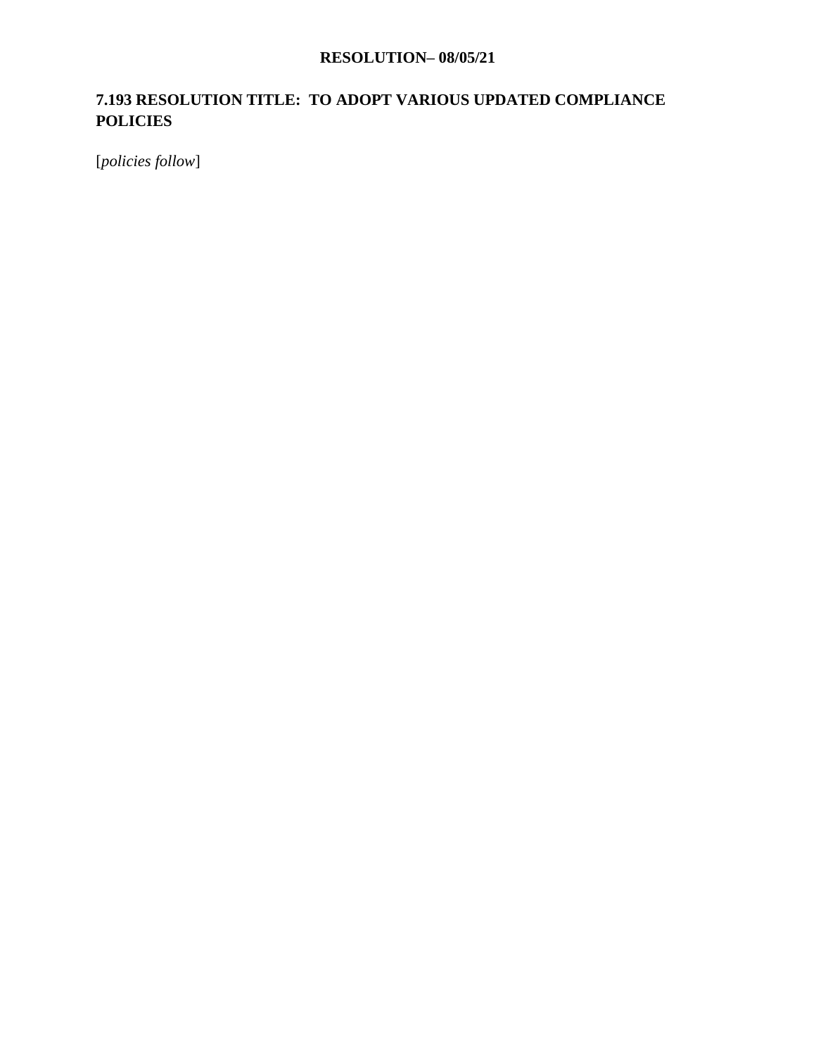**RESOLUTION– 08/05/21**

## 7.193 RESOLUTION TITLE: TO ADOPT VARIOUS UPDATED COMPLIANCE POLICIES

[*policies follow*]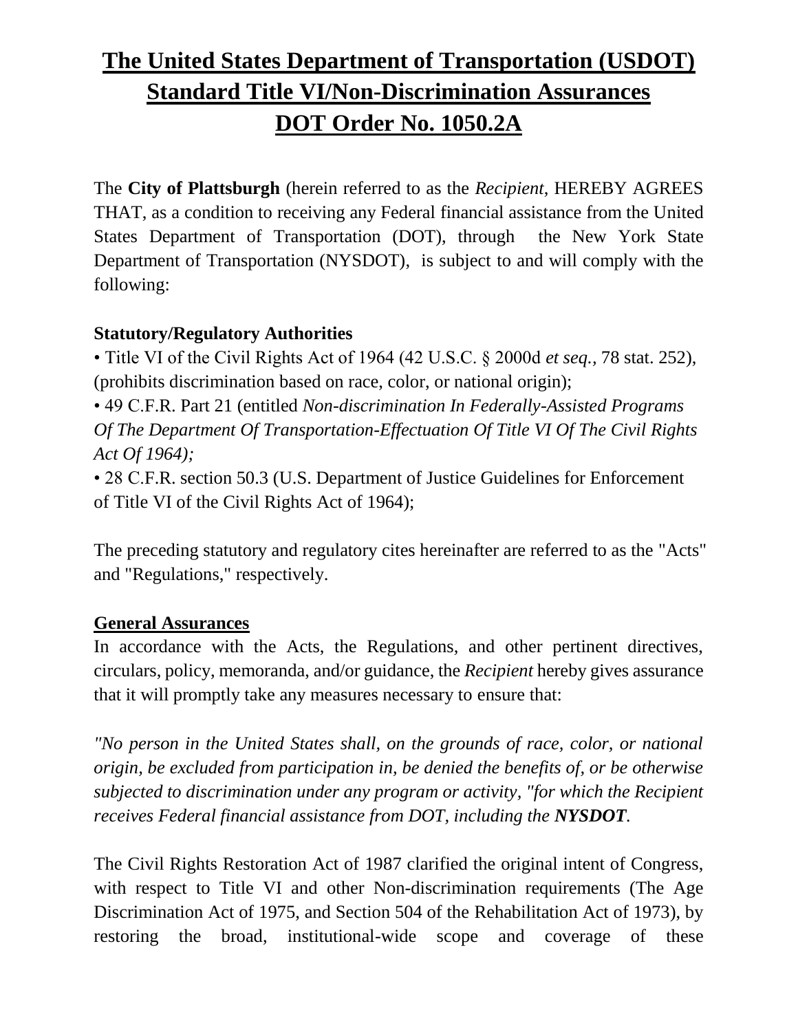# The United States Department of Transportation (USDOT) Standard Title VI/Non-Discrimination Assurances DOT Order No. 1050.2A

The **City of Plattsburgh** (herein referred to as the *Recipient*, HEREBY AGREES THAT, as a condition to receiving any Federal financial assistance from the United States Department of Transportation (DOT), through the New York State Department of Transportation (NYSDOT), is subject to and will comply with the following:

**Statutory/Regulatory Authorities**

• Title VI of the Civil Rights Act of 1964 (42 U.S.C. § 2000d *et seq.*, 78 stat. 252), (prohibits discrimination based on race, color, or national origin);
• 49 C.F.R. Part 21 (entitled *Non-discrimination In Federally-Assisted Programs Of The Department Of Transportation-Effectuation Of Title VI Of The Civil Rights Act Of 1964);*
• 28 C.F.R. section 50.3 (U.S. Department of Justice Guidelines for Enforcement of Title VI of the Civil Rights Act of 1964);

The preceding statutory and regulatory cites hereinafter are referred to as the "Acts" and "Regulations," respectively.

## General Assurances

In accordance with the Acts, the Regulations, and other pertinent directives, circulars, policy, memoranda, and/or guidance, the *Recipient* hereby gives assurance that it will promptly take any measures necessary to ensure that:

*"No person in the United States shall, on the grounds of race, color, or national origin, be excluded from participation in, be denied the benefits of, or be otherwise subjected to discrimination under any program or activity, "for which the Recipient receives Federal financial assistance from DOT, including the **NYSDOT**.*

The Civil Rights Restoration Act of 1987 clarified the original intent of Congress, with respect to Title VI and other Non-discrimination requirements (The Age Discrimination Act of 1975, and Section 504 of the Rehabilitation Act of 1973), by restoring the broad, institutional-wide scope and coverage of these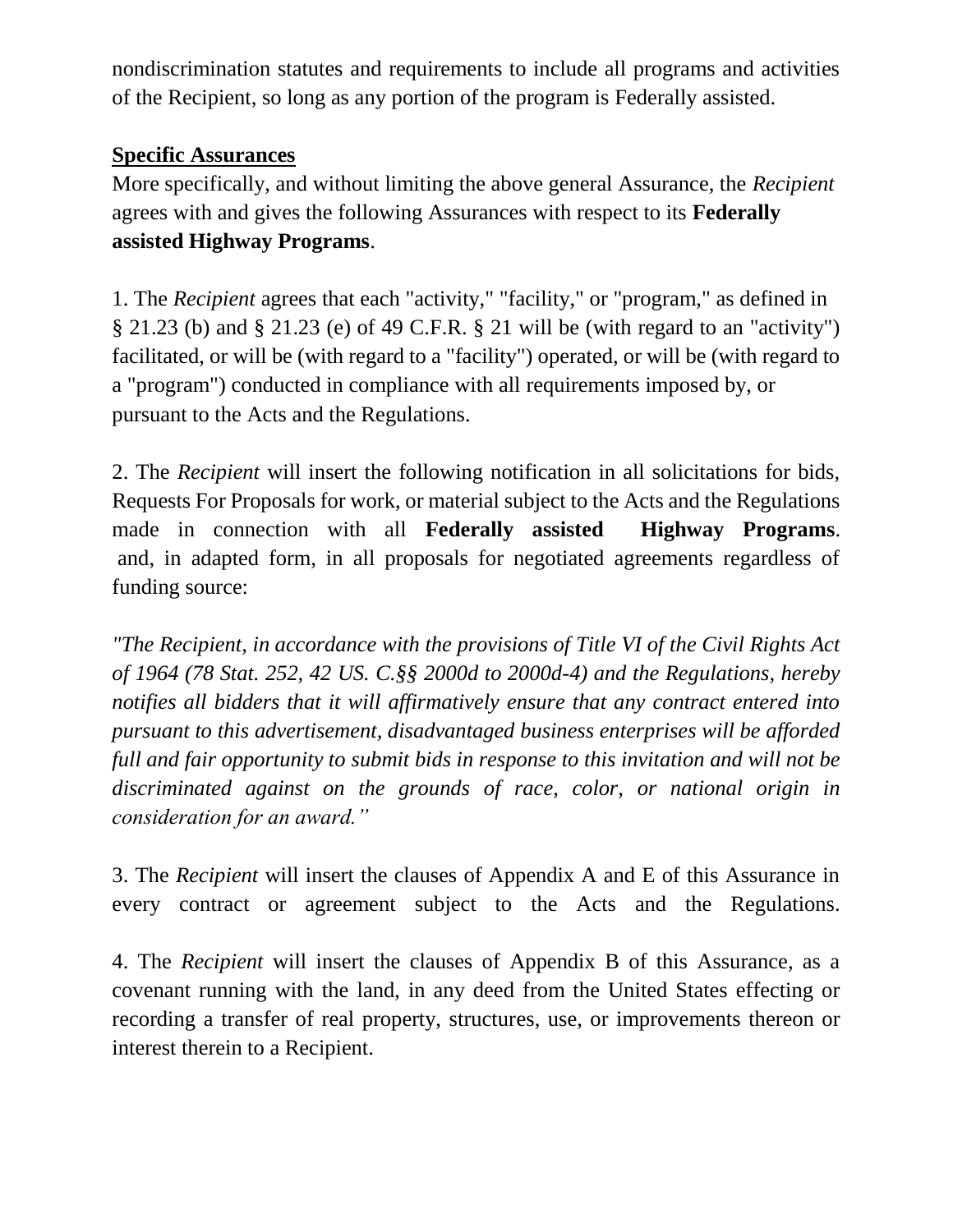nondiscrimination statutes and requirements to include all programs and activities of the Recipient, so long as any portion of the program is Federally assisted.

**Specific Assurances**

More specifically, and without limiting the above general Assurance, the *Recipient* agrees with and gives the following Assurances with respect to its **Federally assisted Highway Programs**.

1. The *Recipient* agrees that each "activity," "facility," or "program," as defined in § 21.23 (b) and § 21.23 (e) of 49 C.F.R. § 21 will be (with regard to an "activity") facilitated, or will be (with regard to a "facility") operated, or will be (with regard to a "program") conducted in compliance with all requirements imposed by, or pursuant to the Acts and the Regulations.

2. The *Recipient* will insert the following notification in all solicitations for bids, Requests For Proposals for work, or material subject to the Acts and the Regulations made in connection with all **Federally assisted Highway Programs**. and, in adapted form, in all proposals for negotiated agreements regardless of funding source:

*"The Recipient, in accordance with the provisions of Title VI of the Civil Rights Act of 1964 (78 Stat. 252, 42 US. C.§§ 2000d to 2000d-4) and the Regulations, hereby notifies all bidders that it will affirmatively ensure that any contract entered into pursuant to this advertisement, disadvantaged business enterprises will be afforded full and fair opportunity to submit bids in response to this invitation and will not be discriminated against on the grounds of race, color, or national origin in consideration for an award."*

3. The *Recipient* will insert the clauses of Appendix A and E of this Assurance in every contract or agreement subject to the Acts and the Regulations.

4. The *Recipient* will insert the clauses of Appendix B of this Assurance, as a covenant running with the land, in any deed from the United States effecting or recording a transfer of real property, structures, use, or improvements thereon or interest therein to a Recipient.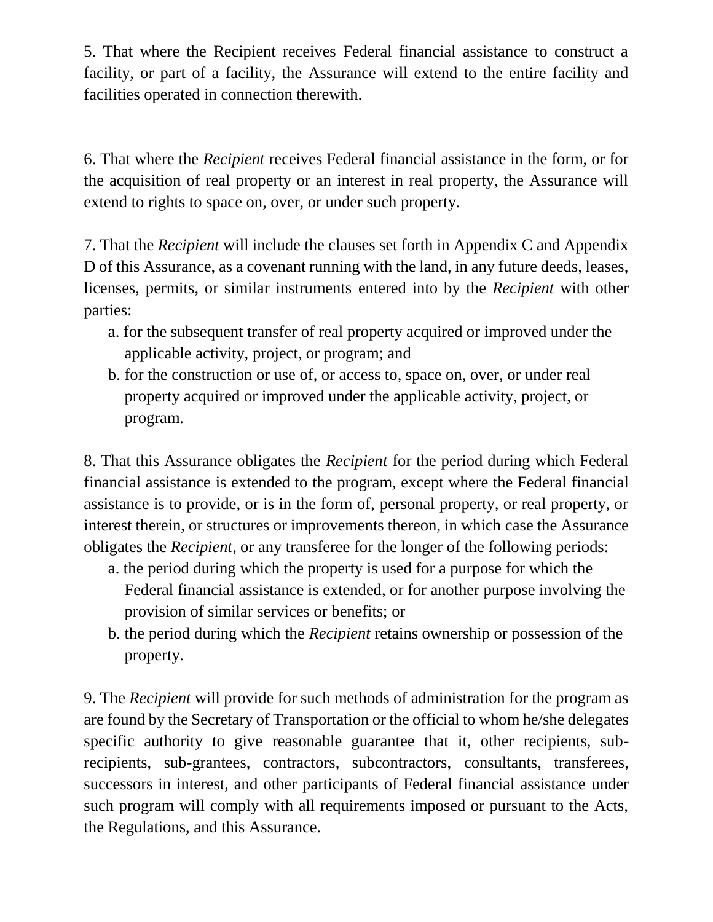5. That where the Recipient receives Federal financial assistance to construct a facility, or part of a facility, the Assurance will extend to the entire facility and facilities operated in connection therewith.

6. That where the *Recipient* receives Federal financial assistance in the form, or for the acquisition of real property or an interest in real property, the Assurance will extend to rights to space on, over, or under such property.

7. That the *Recipient* will include the clauses set forth in Appendix C and Appendix D of this Assurance, as a covenant running with the land, in any future deeds, leases, licenses, permits, or similar instruments entered into by the *Recipient* with other parties:

   a. for the subsequent transfer of real property acquired or improved under the applicable activity, project, or program; and
   b. for the construction or use of, or access to, space on, over, or under real property acquired or improved under the applicable activity, project, or program.

8. That this Assurance obligates the *Recipient* for the period during which Federal financial assistance is extended to the program, except where the Federal financial assistance is to provide, or is in the form of, personal property, or real property, or interest therein, or structures or improvements thereon, in which case the Assurance obligates the *Recipient*, or any transferee for the longer of the following periods:

   a. the period during which the property is used for a purpose for which the Federal financial assistance is extended, or for another purpose involving the provision of similar services or benefits; or
   b. the period during which the *Recipient* retains ownership or possession of the property.

9. The *Recipient* will provide for such methods of administration for the program as are found by the Secretary of Transportation or the official to whom he/she delegates specific authority to give reasonable guarantee that it, other recipients, sub-recipients, sub-grantees, contractors, subcontractors, consultants, transferees, successors in interest, and other participants of Federal financial assistance under such program will comply with all requirements imposed or pursuant to the Acts, the Regulations, and this Assurance.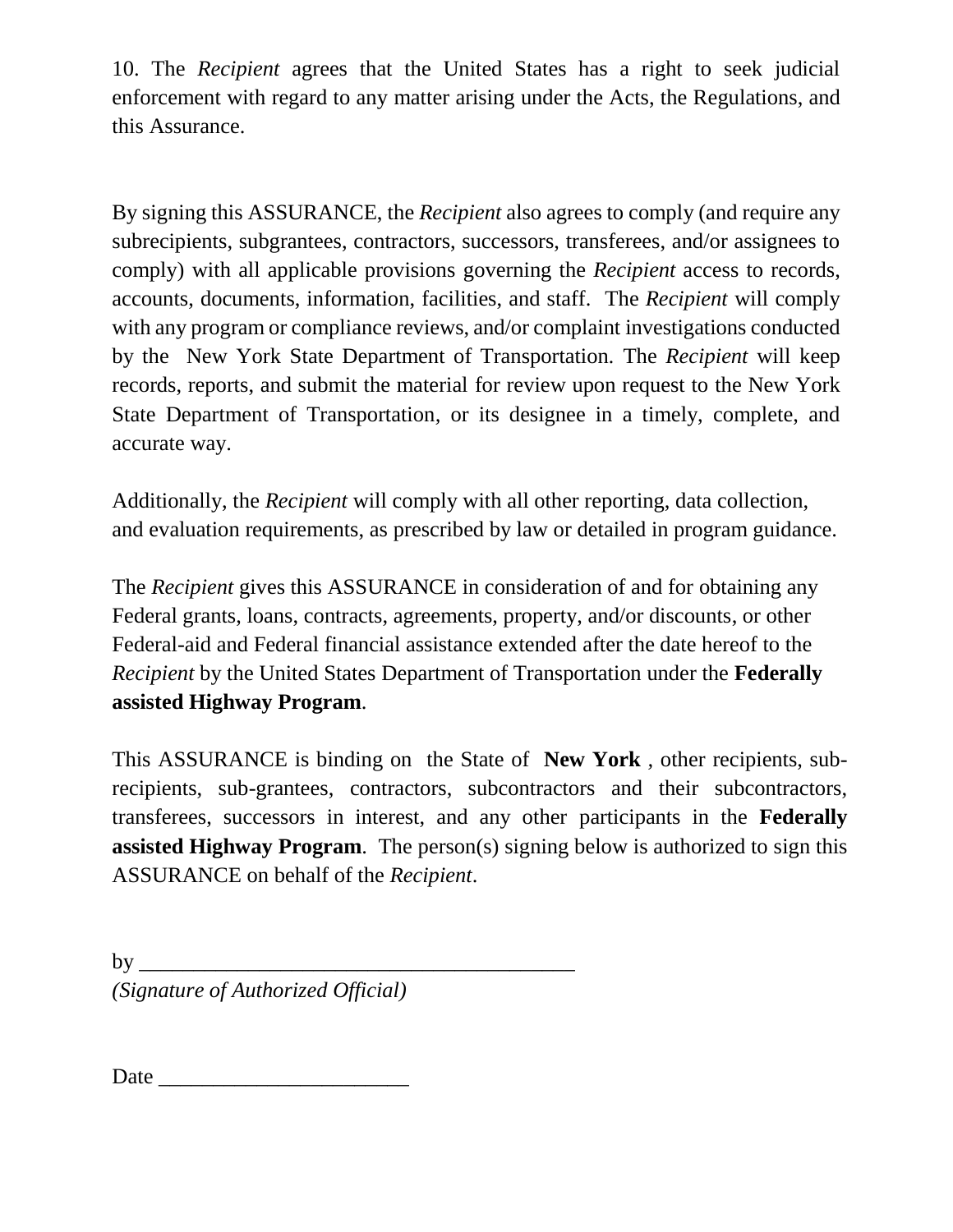10. The *Recipient* agrees that the United States has a right to seek judicial enforcement with regard to any matter arising under the Acts, the Regulations, and this Assurance.

By signing this ASSURANCE, the *Recipient* also agrees to comply (and require any subrecipients, subgrantees, contractors, successors, transferees, and/or assignees to comply) with all applicable provisions governing the *Recipient* access to records, accounts, documents, information, facilities, and staff. The *Recipient* will comply with any program or compliance reviews, and/or complaint investigations conducted by the New York State Department of Transportation. The *Recipient* will keep records, reports, and submit the material for review upon request to the New York State Department of Transportation, or its designee in a timely, complete, and accurate way.

Additionally, the *Recipient* will comply with all other reporting, data collection, and evaluation requirements, as prescribed by law or detailed in program guidance.

The *Recipient* gives this ASSURANCE in consideration of and for obtaining any Federal grants, loans, contracts, agreements, property, and/or discounts, or other Federal-aid and Federal financial assistance extended after the date hereof to the *Recipient* by the United States Department of Transportation under the **Federally assisted Highway Program**.

This ASSURANCE is binding on the State of **New York** , other recipients, sub-recipients, sub-grantees, contractors, subcontractors and their subcontractors, transferees, successors in interest, and any other participants in the **Federally assisted Highway Program**. The person(s) signing below is authorized to sign this ASSURANCE on behalf of the *Recipient*.

by ________________________________________
*(Signature of Authorized Official)*

Date ______________________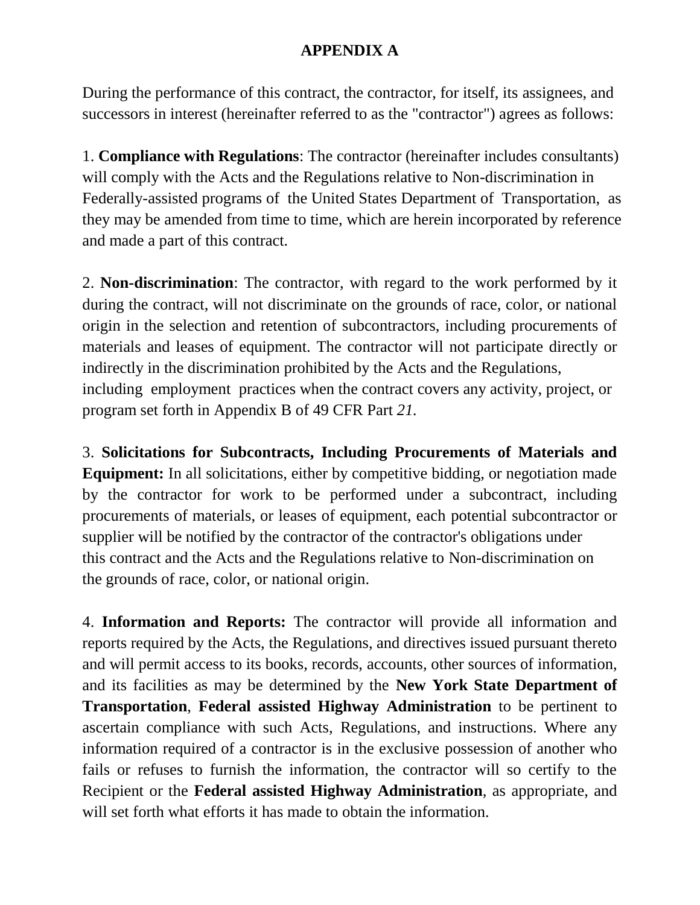# APPENDIX A

During the performance of this contract, the contractor, for itself, its assignees, and successors in interest (hereinafter referred to as the "contractor") agrees as follows:

1. **Compliance with Regulations**: The contractor (hereinafter includes consultants) will comply with the Acts and the Regulations relative to Non-discrimination in Federally-assisted programs of the United States Department of Transportation, as they may be amended from time to time, which are herein incorporated by reference and made a part of this contract.

2. **Non-discrimination**: The contractor, with regard to the work performed by it during the contract, will not discriminate on the grounds of race, color, or national origin in the selection and retention of subcontractors, including procurements of materials and leases of equipment. The contractor will not participate directly or indirectly in the discrimination prohibited by the Acts and the Regulations, including employment practices when the contract covers any activity, project, or program set forth in Appendix B of 49 CFR Part *21.*

3. **Solicitations for Subcontracts, Including Procurements of Materials and Equipment:** In all solicitations, either by competitive bidding, or negotiation made by the contractor for work to be performed under a subcontract, including procurements of materials, or leases of equipment, each potential subcontractor or supplier will be notified by the contractor of the contractor's obligations under this contract and the Acts and the Regulations relative to Non-discrimination on the grounds of race, color, or national origin.

4. **Information and Reports:** The contractor will provide all information and reports required by the Acts, the Regulations, and directives issued pursuant thereto and will permit access to its books, records, accounts, other sources of information, and its facilities as may be determined by the **New York State Department of Transportation**, **Federal assisted Highway Administration** to be pertinent to ascertain compliance with such Acts, Regulations, and instructions. Where any information required of a contractor is in the exclusive possession of another who fails or refuses to furnish the information, the contractor will so certify to the Recipient or the **Federal assisted Highway Administration**, as appropriate, and will set forth what efforts it has made to obtain the information.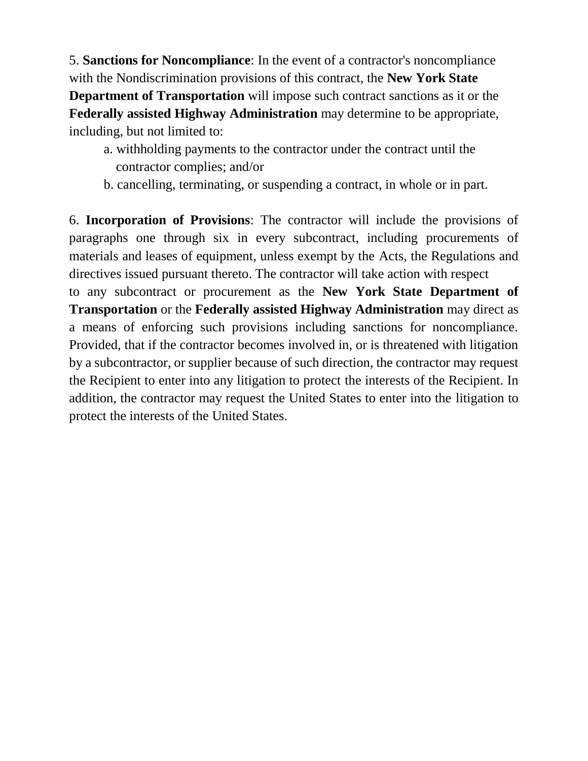5. **Sanctions for Noncompliance**: In the event of a contractor's noncompliance with the Nondiscrimination provisions of this contract, the **New York State Department of Transportation** will impose such contract sanctions as it or the **Federally assisted Highway Administration** may determine to be appropriate, including, but not limited to:

  a. withholding payments to the contractor under the contract until the contractor complies; and/or

  b. cancelling, terminating, or suspending a contract, in whole or in part.

6. **Incorporation of Provisions**: The contractor will include the provisions of paragraphs one through six in every subcontract, including procurements of materials and leases of equipment, unless exempt by the Acts, the Regulations and directives issued pursuant thereto. The contractor will take action with respect to any subcontract or procurement as the **New York State Department of Transportation** or the **Federally assisted Highway Administration** may direct as a means of enforcing such provisions including sanctions for noncompliance. Provided, that if the contractor becomes involved in, or is threatened with litigation by a subcontractor, or supplier because of such direction, the contractor may request the Recipient to enter into any litigation to protect the interests of the Recipient. In addition, the contractor may request the United States to enter into the litigation to protect the interests of the United States.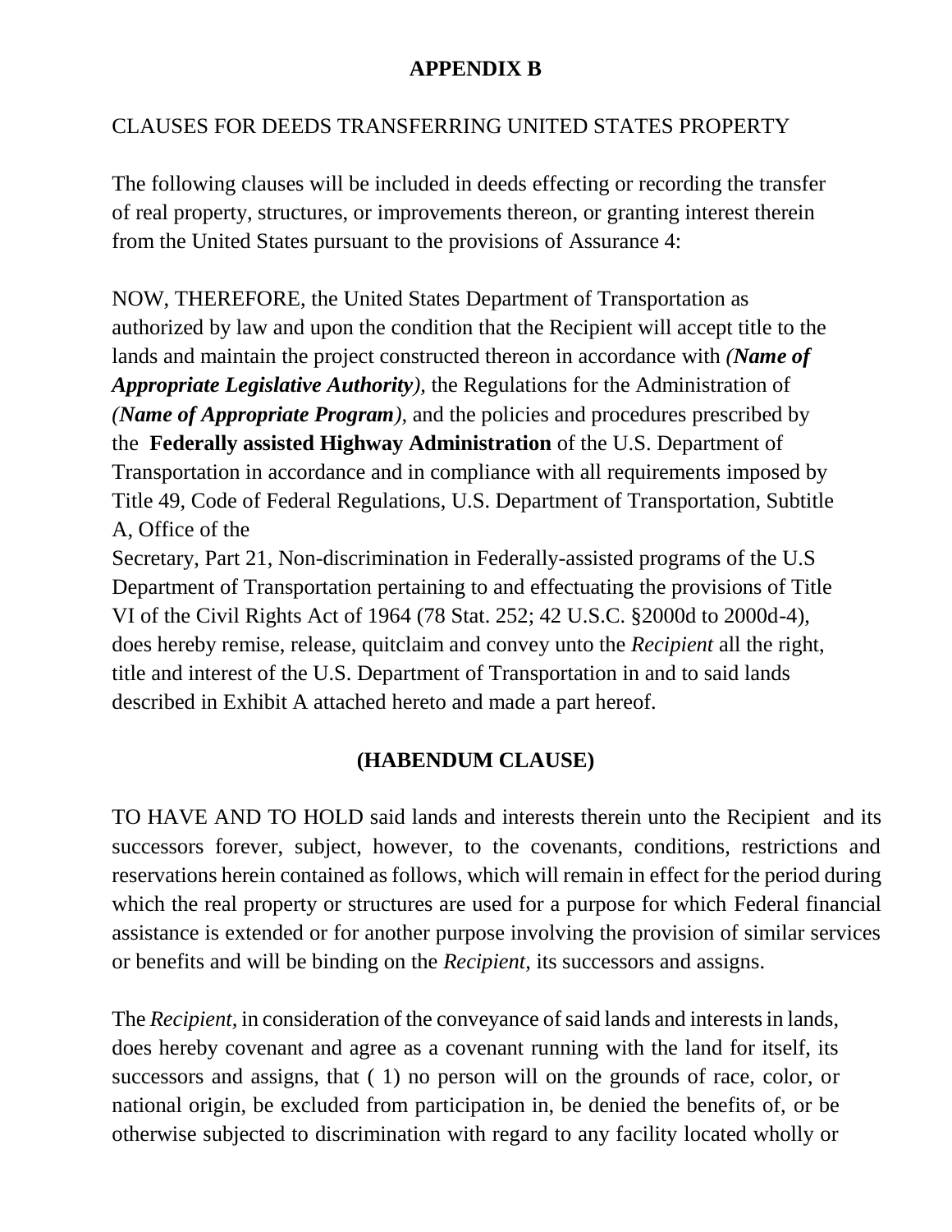## APPENDIX B

CLAUSES FOR DEEDS TRANSFERRING UNITED STATES PROPERTY

The following clauses will be included in deeds effecting or recording the transfer of real property, structures, or improvements thereon, or granting interest therein from the United States pursuant to the provisions of Assurance 4:

NOW, THEREFORE, the United States Department of Transportation as authorized by law and upon the condition that the Recipient will accept title to the lands and maintain the project constructed thereon in accordance with *(Name of Appropriate Legislative Authority)*, the Regulations for the Administration of *(Name of Appropriate Program)*, and the policies and procedures prescribed by the **Federally assisted Highway Administration** of the U.S. Department of Transportation in accordance and in compliance with all requirements imposed by Title 49, Code of Federal Regulations, U.S. Department of Transportation, Subtitle A, Office of the Secretary, Part 21, Non-discrimination in Federally-assisted programs of the U.S Department of Transportation pertaining to and effectuating the provisions of Title VI of the Civil Rights Act of 1964 (78 Stat. 252; 42 U.S.C. §2000d to 2000d-4), does hereby remise, release, quitclaim and convey unto the *Recipient* all the right, title and interest of the U.S. Department of Transportation in and to said lands described in Exhibit A attached hereto and made a part hereof.

### (HABENDUM CLAUSE)

TO HAVE AND TO HOLD said lands and interests therein unto the Recipient and its successors forever, subject, however, to the covenants, conditions, restrictions and reservations herein contained as follows, which will remain in effect for the period during which the real property or structures are used for a purpose for which Federal financial assistance is extended or for another purpose involving the provision of similar services or benefits and will be binding on the *Recipient*, its successors and assigns.

The *Recipient*, in consideration of the conveyance of said lands and interests in lands, does hereby covenant and agree as a covenant running with the land for itself, its successors and assigns, that ( 1) no person will on the grounds of race, color, or national origin, be excluded from participation in, be denied the benefits of, or be otherwise subjected to discrimination with regard to any facility located wholly or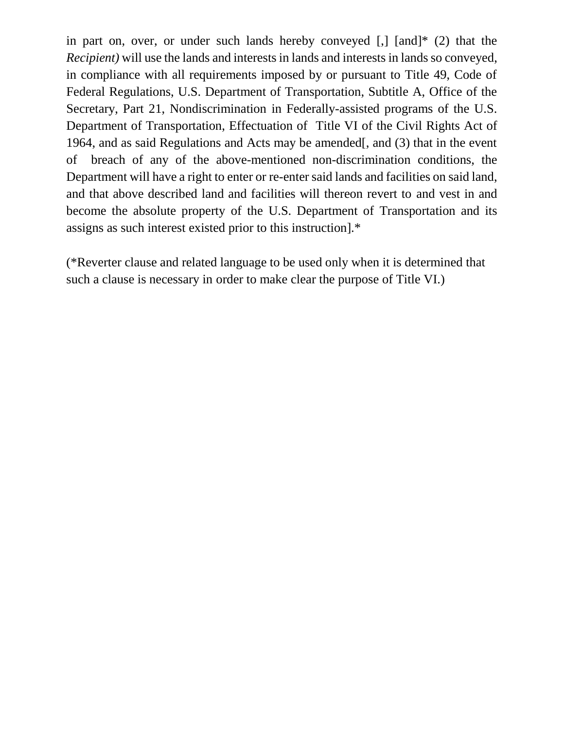in part on, over, or under such lands hereby conveyed [,] [and]* (2) that the *Recipient)* will use the lands and interests in lands and interests in lands so conveyed, in compliance with all requirements imposed by or pursuant to Title 49, Code of Federal Regulations, U.S. Department of Transportation, Subtitle A, Office of the Secretary, Part 21, Nondiscrimination in Federally-assisted programs of the U.S. Department of Transportation, Effectuation of Title VI of the Civil Rights Act of 1964, and as said Regulations and Acts may be amended[, and (3) that in the event of breach of any of the above-mentioned non-discrimination conditions, the Department will have a right to enter or re-enter said lands and facilities on said land, and that above described land and facilities will thereon revert to and vest in and become the absolute property of the U.S. Department of Transportation and its assigns as such interest existed prior to this instruction].*

(*Reverter clause and related language to be used only when it is determined that such a clause is necessary in order to make clear the purpose of Title VI.)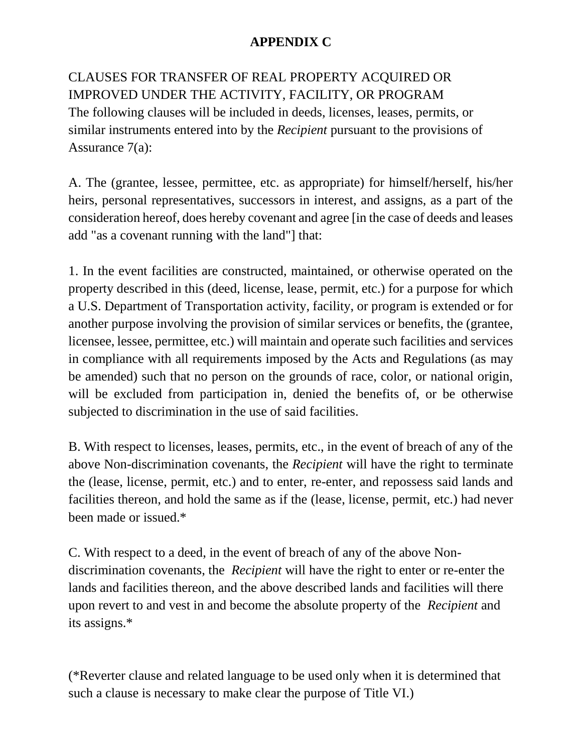# APPENDIX C

CLAUSES FOR TRANSFER OF REAL PROPERTY ACQUIRED OR IMPROVED UNDER THE ACTIVITY, FACILITY, OR PROGRAM

The following clauses will be included in deeds, licenses, leases, permits, or similar instruments entered into by the *Recipient* pursuant to the provisions of Assurance 7(a):

A. The (grantee, lessee, permittee, etc. as appropriate) for himself/herself, his/her heirs, personal representatives, successors in interest, and assigns, as a part of the consideration hereof, does hereby covenant and agree [in the case of deeds and leases add "as a covenant running with the land"] that:

1. In the event facilities are constructed, maintained, or otherwise operated on the property described in this (deed, license, lease, permit, etc.) for a purpose for which a U.S. Department of Transportation activity, facility, or program is extended or for another purpose involving the provision of similar services or benefits, the (grantee, licensee, lessee, permittee, etc.) will maintain and operate such facilities and services in compliance with all requirements imposed by the Acts and Regulations (as may be amended) such that no person on the grounds of race, color, or national origin, will be excluded from participation in, denied the benefits of, or be otherwise subjected to discrimination in the use of said facilities.

B. With respect to licenses, leases, permits, etc., in the event of breach of any of the above Non-discrimination covenants, the *Recipient* will have the right to terminate the (lease, license, permit, etc.) and to enter, re-enter, and repossess said lands and facilities thereon, and hold the same as if the (lease, license, permit, etc.) had never been made or issued.*

C. With respect to a deed, in the event of breach of any of the above Non-discrimination covenants, the *Recipient* will have the right to enter or re-enter the lands and facilities thereon, and the above described lands and facilities will there upon revert to and vest in and become the absolute property of the *Recipient* and its assigns.*

(*Reverter clause and related language to be used only when it is determined that such a clause is necessary to make clear the purpose of Title VI.)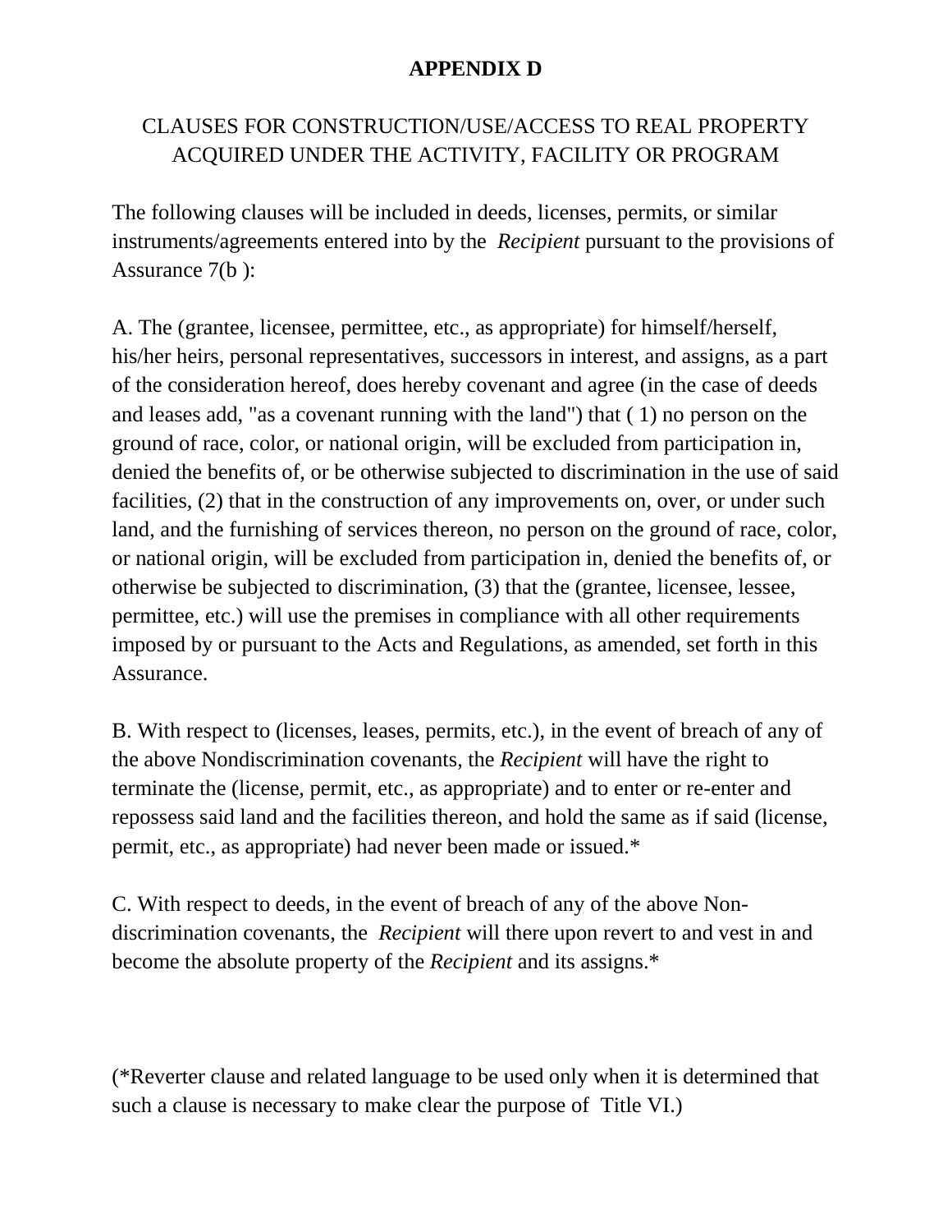# APPENDIX D

## CLAUSES FOR CONSTRUCTION/USE/ACCESS TO REAL PROPERTY ACQUIRED UNDER THE ACTIVITY, FACILITY OR PROGRAM

The following clauses will be included in deeds, licenses, permits, or similar instruments/agreements entered into by the *Recipient* pursuant to the provisions of Assurance 7(b ):

A. The (grantee, licensee, permittee, etc., as appropriate) for himself/herself, his/her heirs, personal representatives, successors in interest, and assigns, as a part of the consideration hereof, does hereby covenant and agree (in the case of deeds and leases add, "as a covenant running with the land") that ( 1) no person on the ground of race, color, or national origin, will be excluded from participation in, denied the benefits of, or be otherwise subjected to discrimination in the use of said facilities, (2) that in the construction of any improvements on, over, or under such land, and the furnishing of services thereon, no person on the ground of race, color, or national origin, will be excluded from participation in, denied the benefits of, or otherwise be subjected to discrimination, (3) that the (grantee, licensee, lessee, permittee, etc.) will use the premises in compliance with all other requirements imposed by or pursuant to the Acts and Regulations, as amended, set forth in this Assurance.

B. With respect to (licenses, leases, permits, etc.), in the event of breach of any of the above Nondiscrimination covenants, the *Recipient* will have the right to terminate the (license, permit, etc., as appropriate) and to enter or re-enter and repossess said land and the facilities thereon, and hold the same as if said (license, permit, etc., as appropriate) had never been made or issued.*

C. With respect to deeds, in the event of breach of any of the above Non-discrimination covenants, the *Recipient* will there upon revert to and vest in and become the absolute property of the *Recipient* and its assigns.*

(*Reverter clause and related language to be used only when it is determined that such a clause is necessary to make clear the purpose of Title VI.)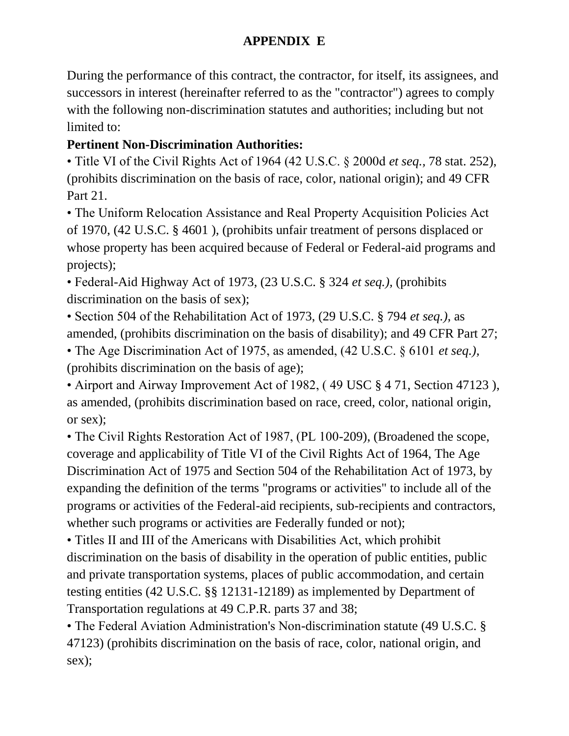# APPENDIX E

During the performance of this contract, the contractor, for itself, its assignees, and successors in interest (hereinafter referred to as the "contractor") agrees to comply with the following non-discrimination statutes and authorities; including but not limited to:

**Pertinent Non-Discrimination Authorities:**

- Title VI of the Civil Rights Act of 1964 (42 U.S.C. § 2000d *et seq.,* 78 stat. 252), (prohibits discrimination on the basis of race, color, national origin); and 49 CFR Part 21.
- The Uniform Relocation Assistance and Real Property Acquisition Policies Act of 1970, (42 U.S.C. § 4601 ), (prohibits unfair treatment of persons displaced or whose property has been acquired because of Federal or Federal-aid programs and projects);
- Federal-Aid Highway Act of 1973, (23 U.S.C. § 324 *et seq.),* (prohibits discrimination on the basis of sex);
- Section 504 of the Rehabilitation Act of 1973, (29 U.S.C. § 794 *et seq.),* as amended, (prohibits discrimination on the basis of disability); and 49 CFR Part 27;
- The Age Discrimination Act of 1975, as amended, (42 U.S.C. § 6101 *et seq.),* (prohibits discrimination on the basis of age);
- Airport and Airway Improvement Act of 1982, ( 49 USC § 4 71, Section 47123 ), as amended, (prohibits discrimination based on race, creed, color, national origin, or sex);
- The Civil Rights Restoration Act of 1987, (PL 100-209), (Broadened the scope, coverage and applicability of Title VI of the Civil Rights Act of 1964, The Age Discrimination Act of 1975 and Section 504 of the Rehabilitation Act of 1973, by expanding the definition of the terms "programs or activities" to include all of the programs or activities of the Federal-aid recipients, sub-recipients and contractors, whether such programs or activities are Federally funded or not);
- Titles II and III of the Americans with Disabilities Act, which prohibit discrimination on the basis of disability in the operation of public entities, public and private transportation systems, places of public accommodation, and certain testing entities (42 U.S.C. §§ 12131-12189) as implemented by Department of Transportation regulations at 49 C.P.R. parts 37 and 38;
- The Federal Aviation Administration's Non-discrimination statute (49 U.S.C. § 47123) (prohibits discrimination on the basis of race, color, national origin, and sex);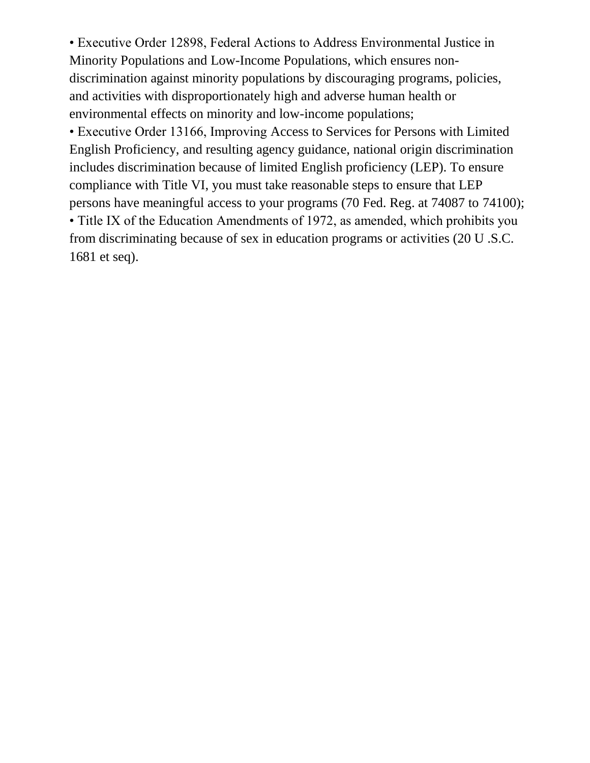- Executive Order 12898, Federal Actions to Address Environmental Justice in Minority Populations and Low-Income Populations, which ensures non-discrimination against minority populations by discouraging programs, policies, and activities with disproportionately high and adverse human health or environmental effects on minority and low-income populations;
- Executive Order 13166, Improving Access to Services for Persons with Limited English Proficiency, and resulting agency guidance, national origin discrimination includes discrimination because of limited English proficiency (LEP). To ensure compliance with Title VI, you must take reasonable steps to ensure that LEP persons have meaningful access to your programs (70 Fed. Reg. at 74087 to 74100);
- Title IX of the Education Amendments of 1972, as amended, which prohibits you from discriminating because of sex in education programs or activities (20 U .S.C. 1681 et seq).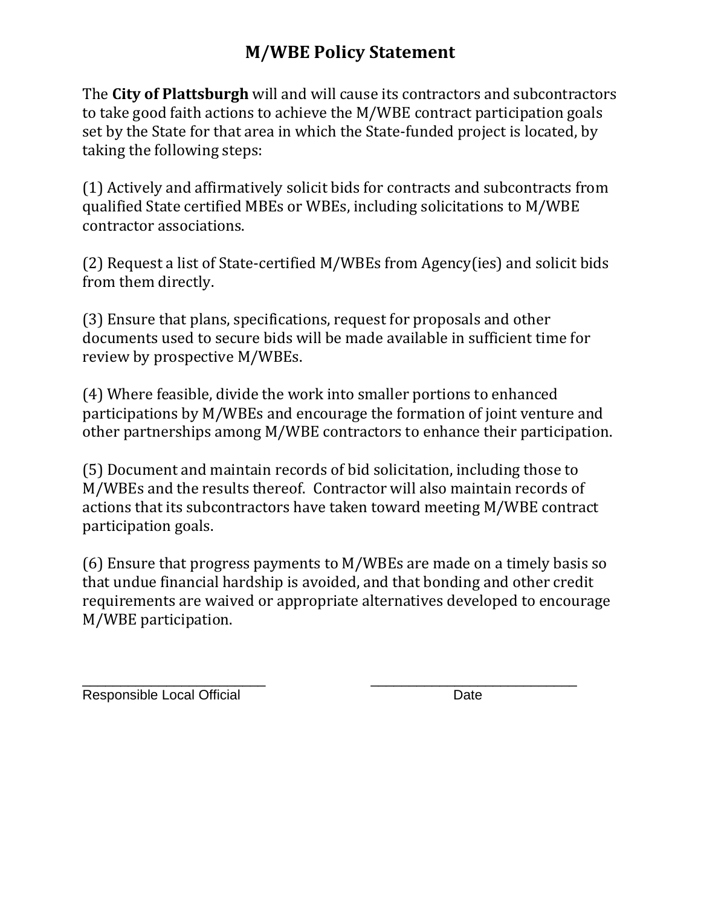# M/WBE Policy Statement

The **City of Plattsburgh** will and will cause its contractors and subcontractors to take good faith actions to achieve the M/WBE contract participation goals set by the State for that area in which the State-funded project is located, by taking the following steps:

(1) Actively and affirmatively solicit bids for contracts and subcontracts from qualified State certified MBEs or WBEs, including solicitations to M/WBE contractor associations.

(2) Request a list of State-certified M/WBEs from Agency(ies) and solicit bids from them directly.

(3) Ensure that plans, specifications, request for proposals and other documents used to secure bids will be made available in sufficient time for review by prospective M/WBEs.

(4) Where feasible, divide the work into smaller portions to enhanced participations by M/WBEs and encourage the formation of joint venture and other partnerships among M/WBE contractors to enhance their participation.

(5) Document and maintain records of bid solicitation, including those to M/WBEs and the results thereof. Contractor will also maintain records of actions that its subcontractors have taken toward meeting M/WBE contract participation goals.

(6) Ensure that progress payments to M/WBEs are made on a timely basis so that undue financial hardship is avoided, and that bonding and other credit requirements are waived or appropriate alternatives developed to encourage M/WBE participation.

_________________________ &nbsp;&nbsp;&nbsp;&nbsp;&nbsp;&nbsp;&nbsp;&nbsp; _____________________________
Responsible Local Official &nbsp;&nbsp;&nbsp;&nbsp;&nbsp;&nbsp;&nbsp;&nbsp;&nbsp;&nbsp;&nbsp;&nbsp;&nbsp;&nbsp;&nbsp;&nbsp;&nbsp;&nbsp;&nbsp;&nbsp;&nbsp;&nbsp;&nbsp;&nbsp; Date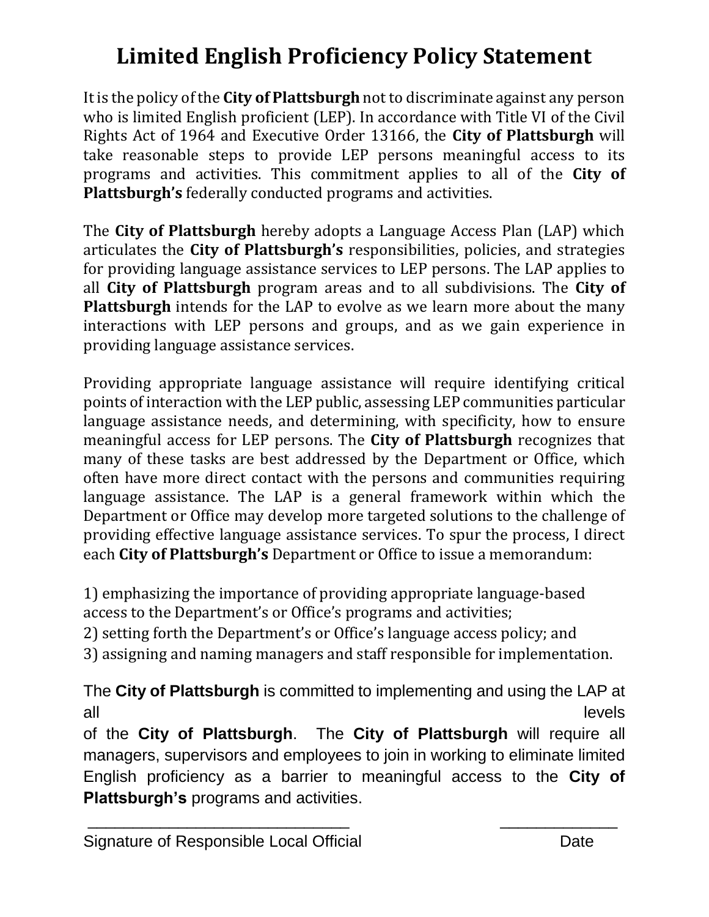# Limited English Proficiency Policy Statement

It is the policy of the **City of Plattsburgh** not to discriminate against any person who is limited English proficient (LEP). In accordance with Title VI of the Civil Rights Act of 1964 and Executive Order 13166, the **City of Plattsburgh** will take reasonable steps to provide LEP persons meaningful access to its programs and activities. This commitment applies to all of the **City of Plattsburgh's** federally conducted programs and activities.

The **City of Plattsburgh** hereby adopts a Language Access Plan (LAP) which articulates the **City of Plattsburgh's** responsibilities, policies, and strategies for providing language assistance services to LEP persons. The LAP applies to all **City of Plattsburgh** program areas and to all subdivisions. The **City of Plattsburgh** intends for the LAP to evolve as we learn more about the many interactions with LEP persons and groups, and as we gain experience in providing language assistance services.

Providing appropriate language assistance will require identifying critical points of interaction with the LEP public, assessing LEP communities particular language assistance needs, and determining, with specificity, how to ensure meaningful access for LEP persons. The **City of Plattsburgh** recognizes that many of these tasks are best addressed by the Department or Office, which often have more direct contact with the persons and communities requiring language assistance. The LAP is a general framework within which the Department or Office may develop more targeted solutions to the challenge of providing effective language assistance services. To spur the process, I direct each **City of Plattsburgh's** Department or Office to issue a memorandum:

1) emphasizing the importance of providing appropriate language-based access to the Department's or Office's programs and activities;
2) setting forth the Department's or Office's language access policy; and
3) assigning and naming managers and staff responsible for implementation.

The **City of Plattsburgh** is committed to implementing and using the LAP at all levels of the **City of Plattsburgh**. The **City of Plattsburgh** will require all managers, supervisors and employees to join in working to eliminate limited English proficiency as a barrier to meaningful access to the **City of Plattsburgh's** programs and activities.

\_\_\_\_\_\_\_\_\_\_\_\_\_\_\_\_\_\_\_\_\_\_\_\_\_\_\_\_\_\_\_\_ \_\_\_\_\_\_\_\_\_\_\_\_\_\_\_

Signature of Responsible Local Official Date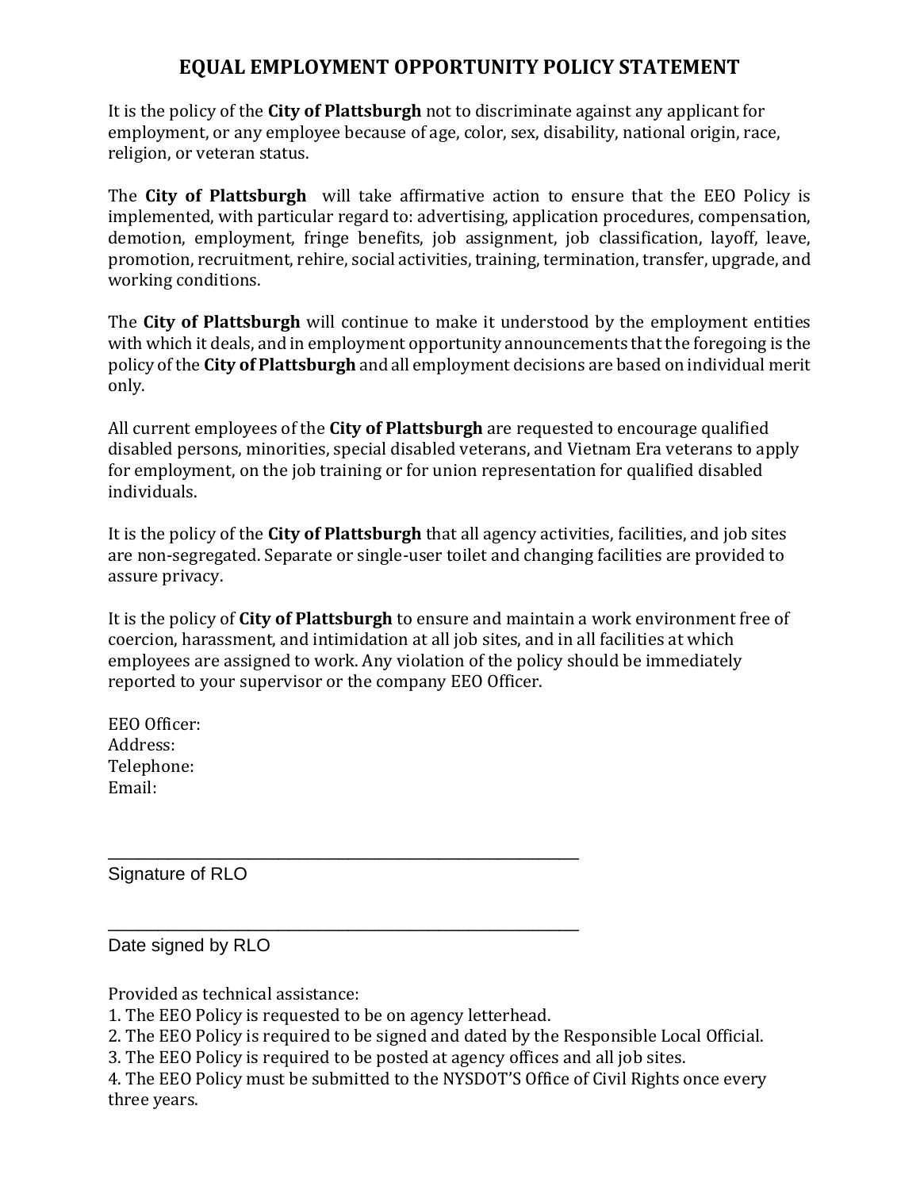# EQUAL EMPLOYMENT OPPORTUNITY POLICY STATEMENT

It is the policy of the **City of Plattsburgh** not to discriminate against any applicant for employment, or any employee because of age, color, sex, disability, national origin, race, religion, or veteran status.

The **City of Plattsburgh** will take affirmative action to ensure that the EEO Policy is implemented, with particular regard to: advertising, application procedures, compensation, demotion, employment, fringe benefits, job assignment, job classification, layoff, leave, promotion, recruitment, rehire, social activities, training, termination, transfer, upgrade, and working conditions.

The **City of Plattsburgh** will continue to make it understood by the employment entities with which it deals, and in employment opportunity announcements that the foregoing is the policy of the **City of Plattsburgh** and all employment decisions are based on individual merit only.

All current employees of the **City of Plattsburgh** are requested to encourage qualified disabled persons, minorities, special disabled veterans, and Vietnam Era veterans to apply for employment, on the job training or for union representation for qualified disabled individuals.

It is the policy of the **City of Plattsburgh** that all agency activities, facilities, and job sites are non-segregated. Separate or single-user toilet and changing facilities are provided to assure privacy.

It is the policy of **City of Plattsburgh** to ensure and maintain a work environment free of coercion, harassment, and intimidation at all job sites, and in all facilities at which employees are assigned to work. Any violation of the policy should be immediately reported to your supervisor or the company EEO Officer.

EEO Officer:
Address:
Telephone:
Email:

\_\_\_\_\_\_\_\_\_\_\_\_\_\_\_\_\_\_\_\_\_\_\_\_\_\_\_\_\_\_\_\_\_\_\_\_\_\_\_\_\_\_\_\_
Signature of RLO

\_\_\_\_\_\_\_\_\_\_\_\_\_\_\_\_\_\_\_\_\_\_\_\_\_\_\_\_\_\_\_\_\_\_\_\_\_\_\_\_\_\_\_\_
Date signed by RLO

Provided as technical assistance:

1. The EEO Policy is requested to be on agency letterhead.
2. The EEO Policy is required to be signed and dated by the Responsible Local Official.
3. The EEO Policy is required to be posted at agency offices and all job sites.
4. The EEO Policy must be submitted to the NYSDOT'S Office of Civil Rights once every three years.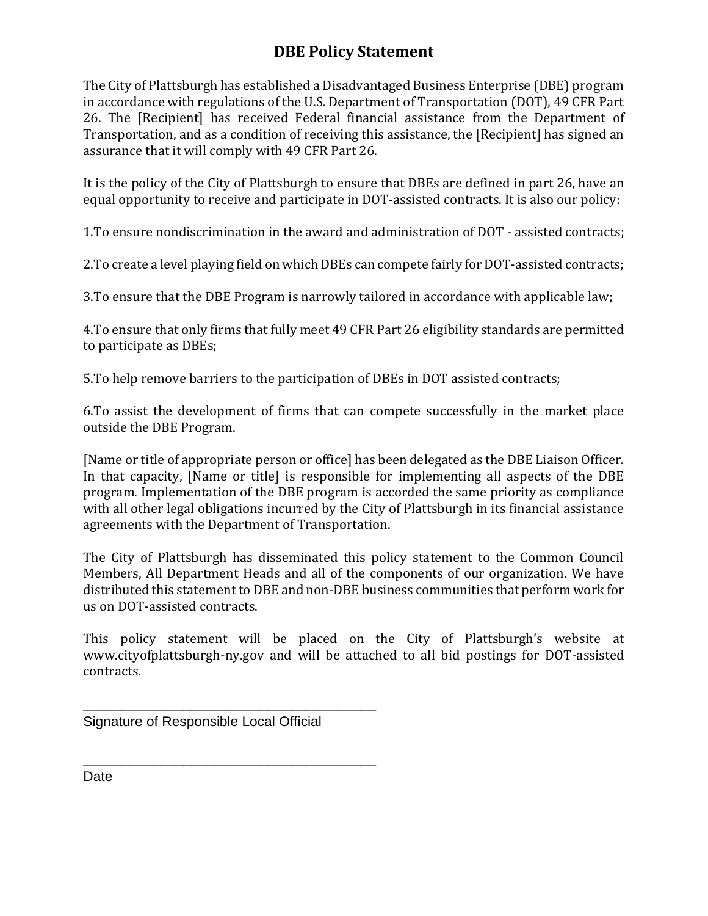# DBE Policy Statement

The City of Plattsburgh has established a Disadvantaged Business Enterprise (DBE) program in accordance with regulations of the U.S. Department of Transportation (DOT), 49 CFR Part 26. The [Recipient] has received Federal financial assistance from the Department of Transportation, and as a condition of receiving this assistance, the [Recipient] has signed an assurance that it will comply with 49 CFR Part 26.

It is the policy of the City of Plattsburgh to ensure that DBEs are defined in part 26, have an equal opportunity to receive and participate in DOT-assisted contracts. It is also our policy:

1.To ensure nondiscrimination in the award and administration of DOT - assisted contracts;

2.To create a level playing field on which DBEs can compete fairly for DOT-assisted contracts;

3.To ensure that the DBE Program is narrowly tailored in accordance with applicable law;

4.To ensure that only firms that fully meet 49 CFR Part 26 eligibility standards are permitted to participate as DBEs;

5.To help remove barriers to the participation of DBEs in DOT assisted contracts;

6.To assist the development of firms that can compete successfully in the market place outside the DBE Program.

[Name or title of appropriate person or office] has been delegated as the DBE Liaison Officer. In that capacity, [Name or title] is responsible for implementing all aspects of the DBE program. Implementation of the DBE program is accorded the same priority as compliance with all other legal obligations incurred by the City of Plattsburgh in its financial assistance agreements with the Department of Transportation.

The City of Plattsburgh has disseminated this policy statement to the Common Council Members, All Department Heads and all of the components of our organization. We have distributed this statement to DBE and non-DBE business communities that perform work for us on DOT-assisted contracts.

This policy statement will be placed on the City of Plattsburgh's website at www.cityofplattsburgh-ny.gov and will be attached to all bid postings for DOT-assisted contracts.

\_\_\_\_\_\_\_\_\_\_\_\_\_\_\_\_\_\_\_\_\_\_\_\_\_\_\_\_\_\_\_\_\_\_\_\_\_\_\_\_\_

Signature of Responsible Local Official

\_\_\_\_\_\_\_\_\_\_\_\_\_\_\_\_\_\_\_\_\_\_\_\_\_\_\_\_\_\_\_\_\_\_\_\_\_\_\_\_\_

Date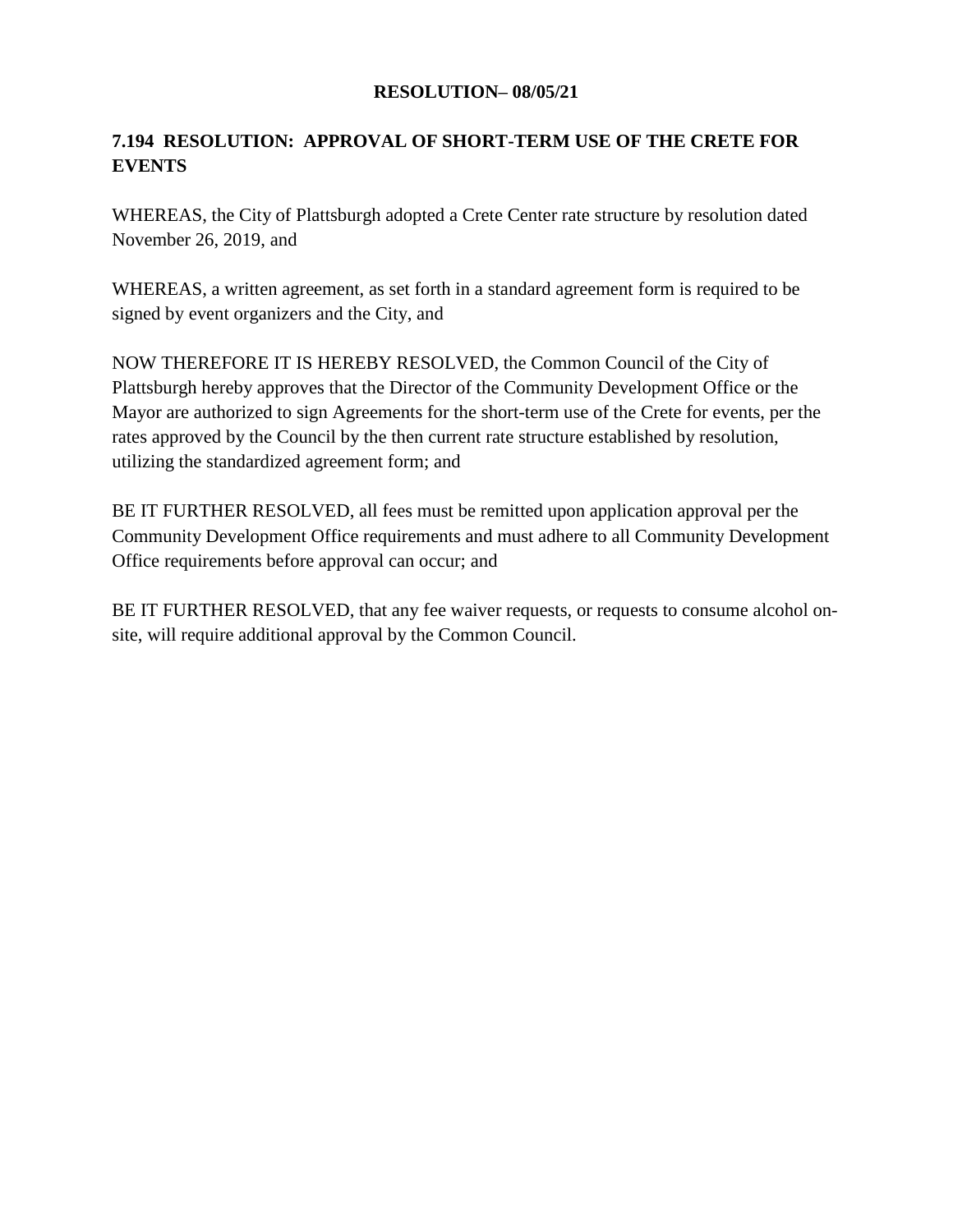**RESOLUTION– 08/05/21**

## 7.194 RESOLUTION: APPROVAL OF SHORT-TERM USE OF THE CRETE FOR EVENTS

WHEREAS, the City of Plattsburgh adopted a Crete Center rate structure by resolution dated November 26, 2019, and

WHEREAS, a written agreement, as set forth in a standard agreement form is required to be signed by event organizers and the City, and

NOW THEREFORE IT IS HEREBY RESOLVED, the Common Council of the City of Plattsburgh hereby approves that the Director of the Community Development Office or the Mayor are authorized to sign Agreements for the short-term use of the Crete for events, per the rates approved by the Council by the then current rate structure established by resolution, utilizing the standardized agreement form; and

BE IT FURTHER RESOLVED, all fees must be remitted upon application approval per the Community Development Office requirements and must adhere to all Community Development Office requirements before approval can occur; and

BE IT FURTHER RESOLVED, that any fee waiver requests, or requests to consume alcohol on-site, will require additional approval by the Common Council.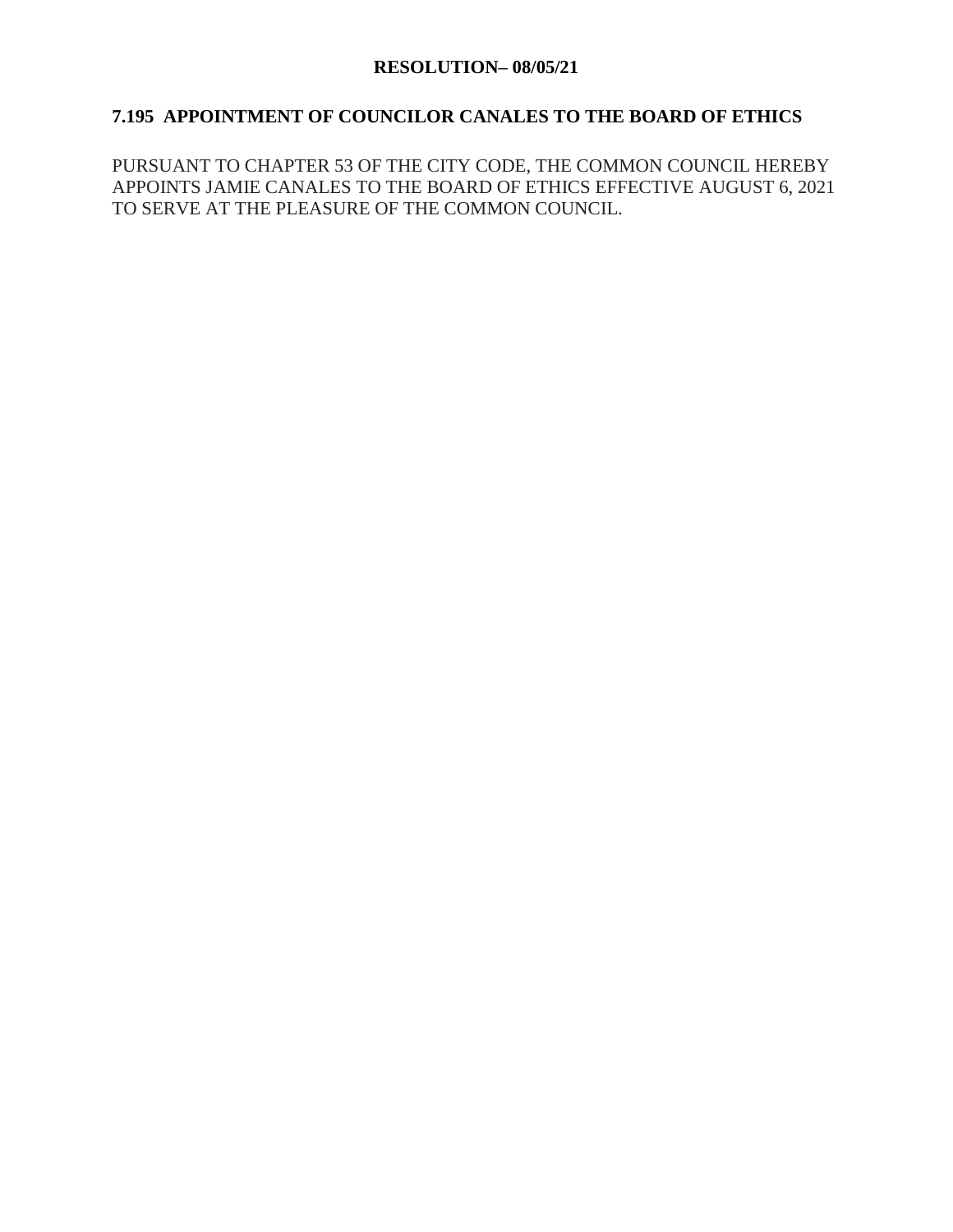**RESOLUTION– 08/05/21**

**7.195 APPOINTMENT OF COUNCILOR CANALES TO THE BOARD OF ETHICS**

PURSUANT TO CHAPTER 53 OF THE CITY CODE, THE COMMON COUNCIL HEREBY APPOINTS JAMIE CANALES TO THE BOARD OF ETHICS EFFECTIVE AUGUST 6, 2021 TO SERVE AT THE PLEASURE OF THE COMMON COUNCIL.